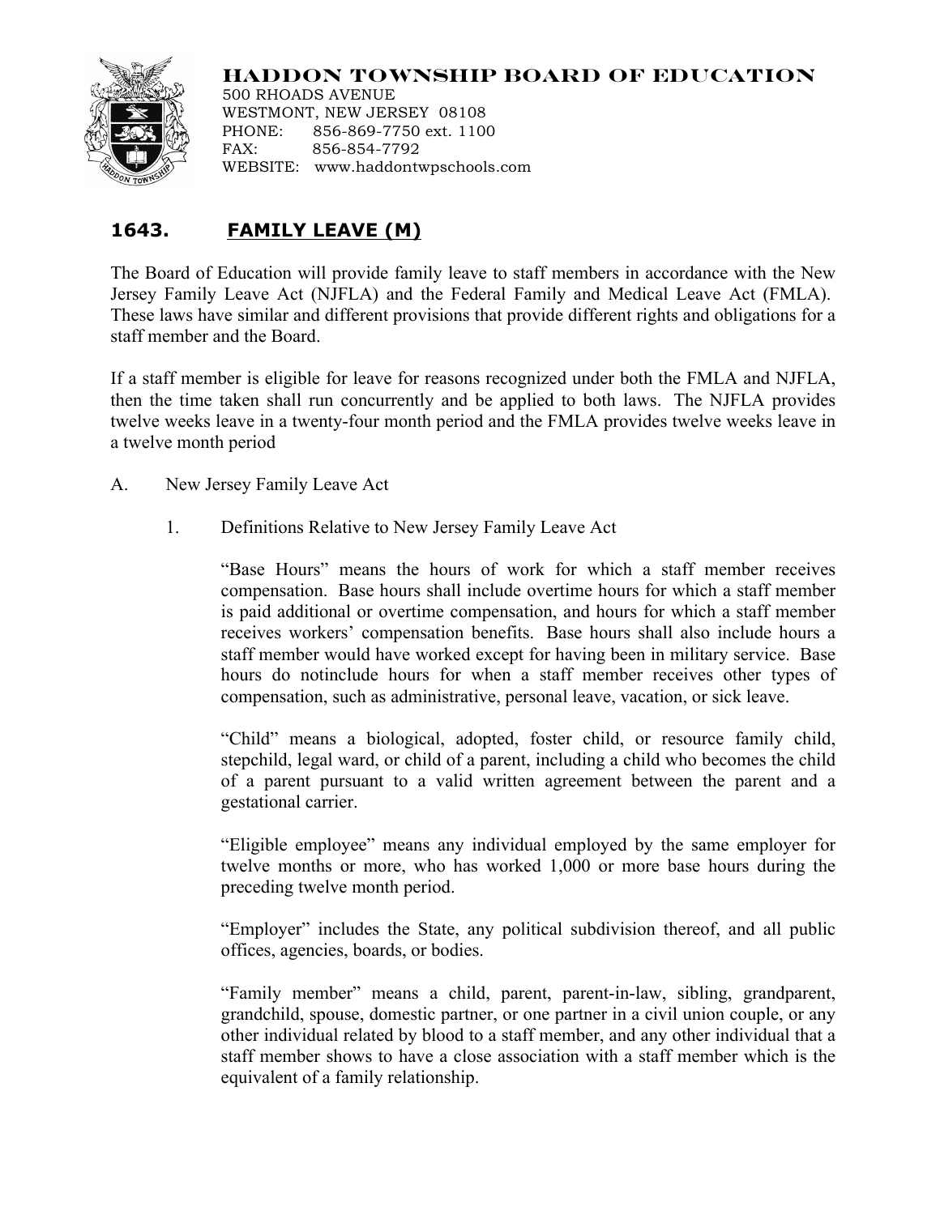# HADDON TOWNSHIP BOARD OF EDUCATION

500 RHOADS AVENUE
WESTMONT, NEW JERSEY 08108
PHONE: 856-869-7750 ext. 1100
FAX: 856-854-7792
WEBSITE: www.haddontwpschools.com

## 1643. FAMILY LEAVE (M)

The Board of Education will provide family leave to staff members in accordance with the New Jersey Family Leave Act (NJFLA) and the Federal Family and Medical Leave Act (FMLA). These laws have similar and different provisions that provide different rights and obligations for a staff member and the Board.

If a staff member is eligible for leave for reasons recognized under both the FMLA and NJFLA, then the time taken shall run concurrently and be applied to both laws. The NJFLA provides twelve weeks leave in a twenty-four month period and the FMLA provides twelve weeks leave in a twelve month period

A. New Jersey Family Leave Act

1. Definitions Relative to New Jersey Family Leave Act

"Base Hours" means the hours of work for which a staff member receives compensation. Base hours shall include overtime hours for which a staff member is paid additional or overtime compensation, and hours for which a staff member receives workers' compensation benefits. Base hours shall also include hours a staff member would have worked except for having been in military service. Base hours do notinclude hours for when a staff member receives other types of compensation, such as administrative, personal leave, vacation, or sick leave.

"Child" means a biological, adopted, foster child, or resource family child, stepchild, legal ward, or child of a parent, including a child who becomes the child of a parent pursuant to a valid written agreement between the parent and a gestational carrier.

"Eligible employee" means any individual employed by the same employer for twelve months or more, who has worked 1,000 or more base hours during the preceding twelve month period.

"Employer" includes the State, any political subdivision thereof, and all public offices, agencies, boards, or bodies.

"Family member" means a child, parent, parent-in-law, sibling, grandparent, grandchild, spouse, domestic partner, or one partner in a civil union couple, or any other individual related by blood to a staff member, and any other individual that a staff member shows to have a close association with a staff member which is the equivalent of a family relationship.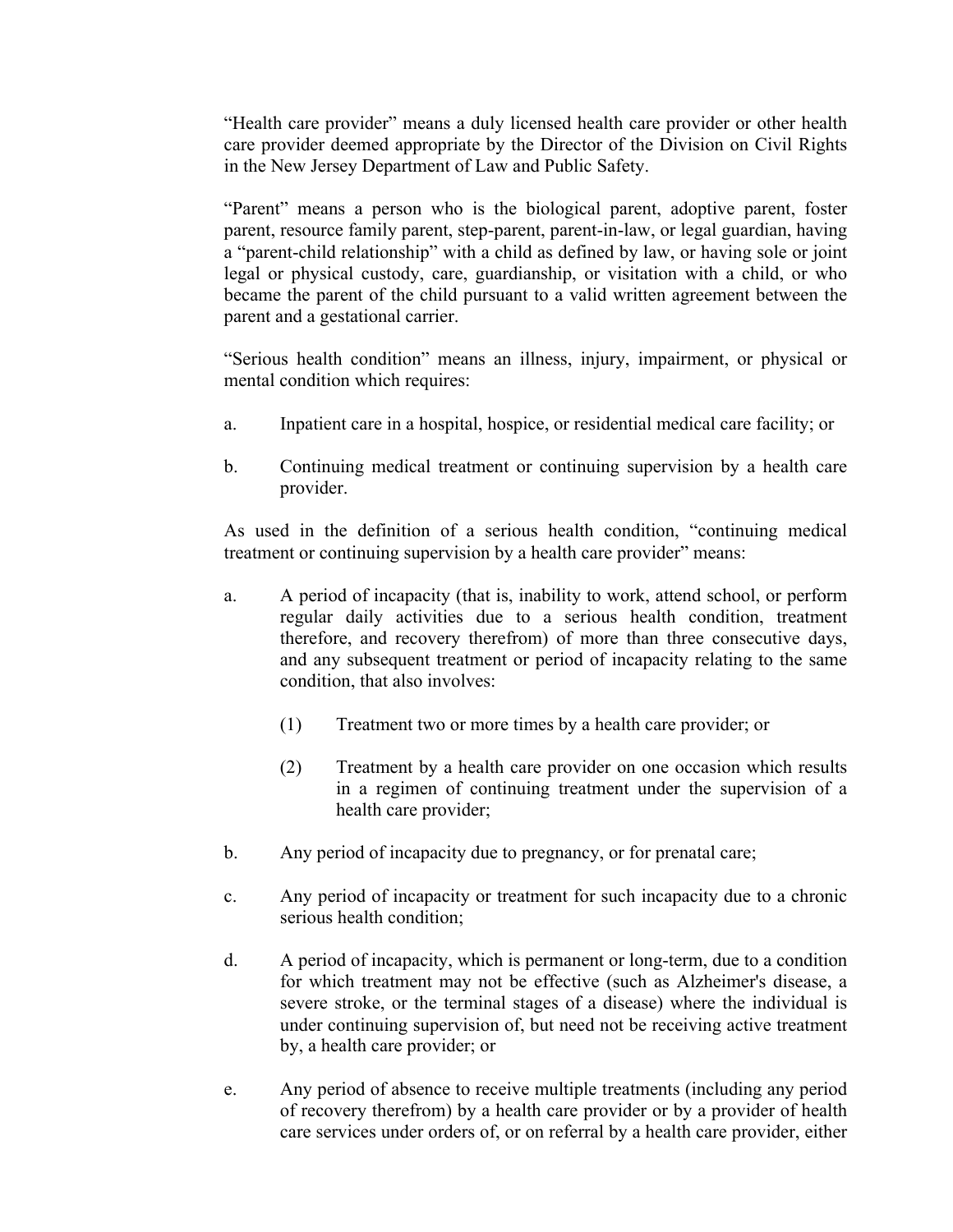"Health care provider" means a duly licensed health care provider or other health care provider deemed appropriate by the Director of the Division on Civil Rights in the New Jersey Department of Law and Public Safety.

"Parent" means a person who is the biological parent, adoptive parent, foster parent, resource family parent, step-parent, parent-in-law, or legal guardian, having a "parent-child relationship" with a child as defined by law, or having sole or joint legal or physical custody, care, guardianship, or visitation with a child, or who became the parent of the child pursuant to a valid written agreement between the parent and a gestational carrier.

"Serious health condition" means an illness, injury, impairment, or physical or mental condition which requires:

a. Inpatient care in a hospital, hospice, or residential medical care facility; or

b. Continuing medical treatment or continuing supervision by a health care provider.

As used in the definition of a serious health condition, "continuing medical treatment or continuing supervision by a health care provider" means:

a. A period of incapacity (that is, inability to work, attend school, or perform regular daily activities due to a serious health condition, treatment therefore, and recovery therefrom) of more than three consecutive days, and any subsequent treatment or period of incapacity relating to the same condition, that also involves:

   (1) Treatment two or more times by a health care provider; or

   (2) Treatment by a health care provider on one occasion which results in a regimen of continuing treatment under the supervision of a health care provider;

b. Any period of incapacity due to pregnancy, or for prenatal care;

c. Any period of incapacity or treatment for such incapacity due to a chronic serious health condition;

d. A period of incapacity, which is permanent or long-term, due to a condition for which treatment may not be effective (such as Alzheimer's disease, a severe stroke, or the terminal stages of a disease) where the individual is under continuing supervision of, but need not be receiving active treatment by, a health care provider; or

e. Any period of absence to receive multiple treatments (including any period of recovery therefrom) by a health care provider or by a provider of health care services under orders of, or on referral by a health care provider, either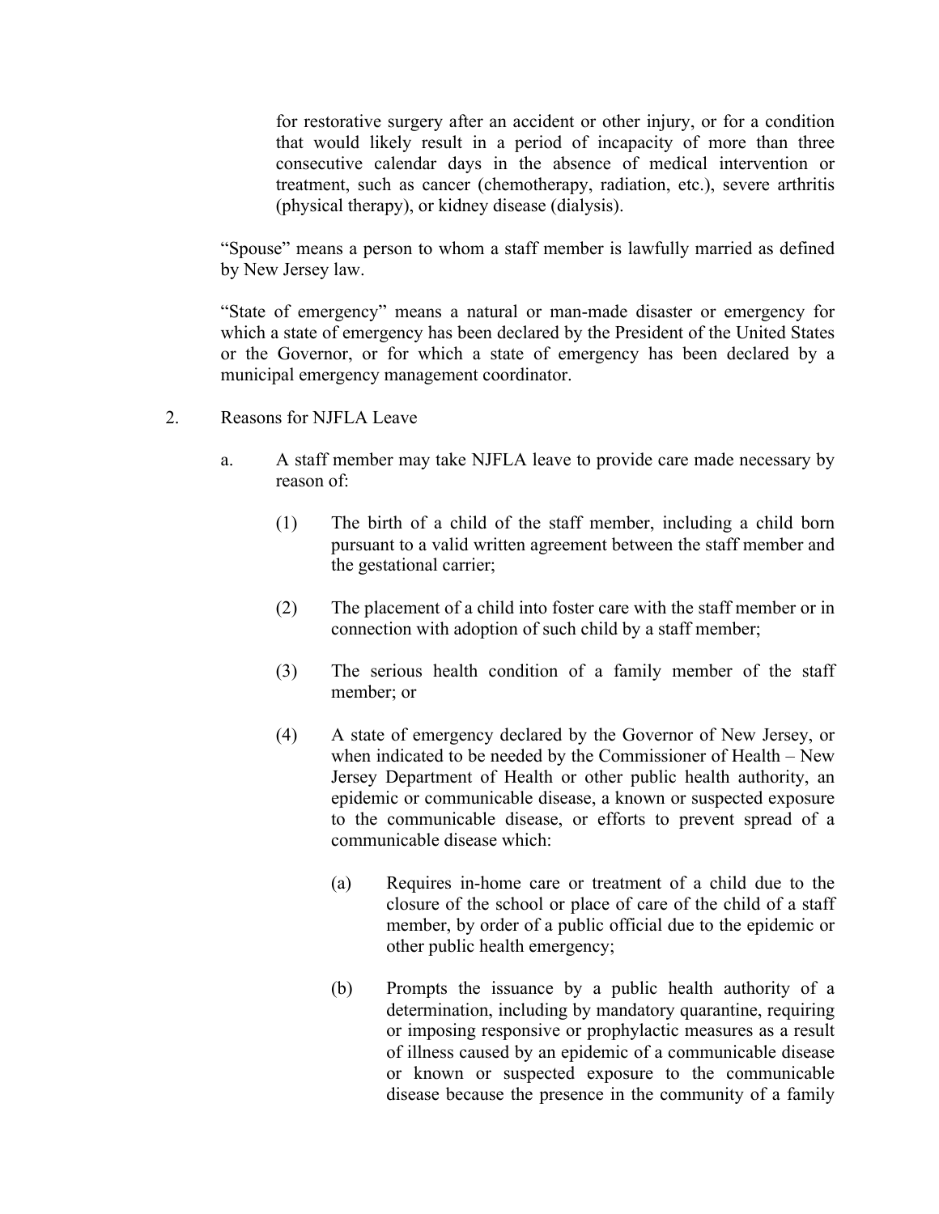for restorative surgery after an accident or other injury, or for a condition that would likely result in a period of incapacity of more than three consecutive calendar days in the absence of medical intervention or treatment, such as cancer (chemotherapy, radiation, etc.), severe arthritis (physical therapy), or kidney disease (dialysis).

"Spouse" means a person to whom a staff member is lawfully married as defined by New Jersey law.

"State of emergency" means a natural or man-made disaster or emergency for which a state of emergency has been declared by the President of the United States or the Governor, or for which a state of emergency has been declared by a municipal emergency management coordinator.

2. Reasons for NJFLA Leave

   a. A staff member may take NJFLA leave to provide care made necessary by reason of:

      (1) The birth of a child of the staff member, including a child born pursuant to a valid written agreement between the staff member and the gestational carrier;

      (2) The placement of a child into foster care with the staff member or in connection with adoption of such child by a staff member;

      (3) The serious health condition of a family member of the staff member; or

      (4) A state of emergency declared by the Governor of New Jersey, or when indicated to be needed by the Commissioner of Health – New Jersey Department of Health or other public health authority, an epidemic or communicable disease, a known or suspected exposure to the communicable disease, or efforts to prevent spread of a communicable disease which:

         (a) Requires in-home care or treatment of a child due to the closure of the school or place of care of the child of a staff member, by order of a public official due to the epidemic or other public health emergency;

         (b) Prompts the issuance by a public health authority of a determination, including by mandatory quarantine, requiring or imposing responsive or prophylactic measures as a result of illness caused by an epidemic of a communicable disease or known or suspected exposure to the communicable disease because the presence in the community of a family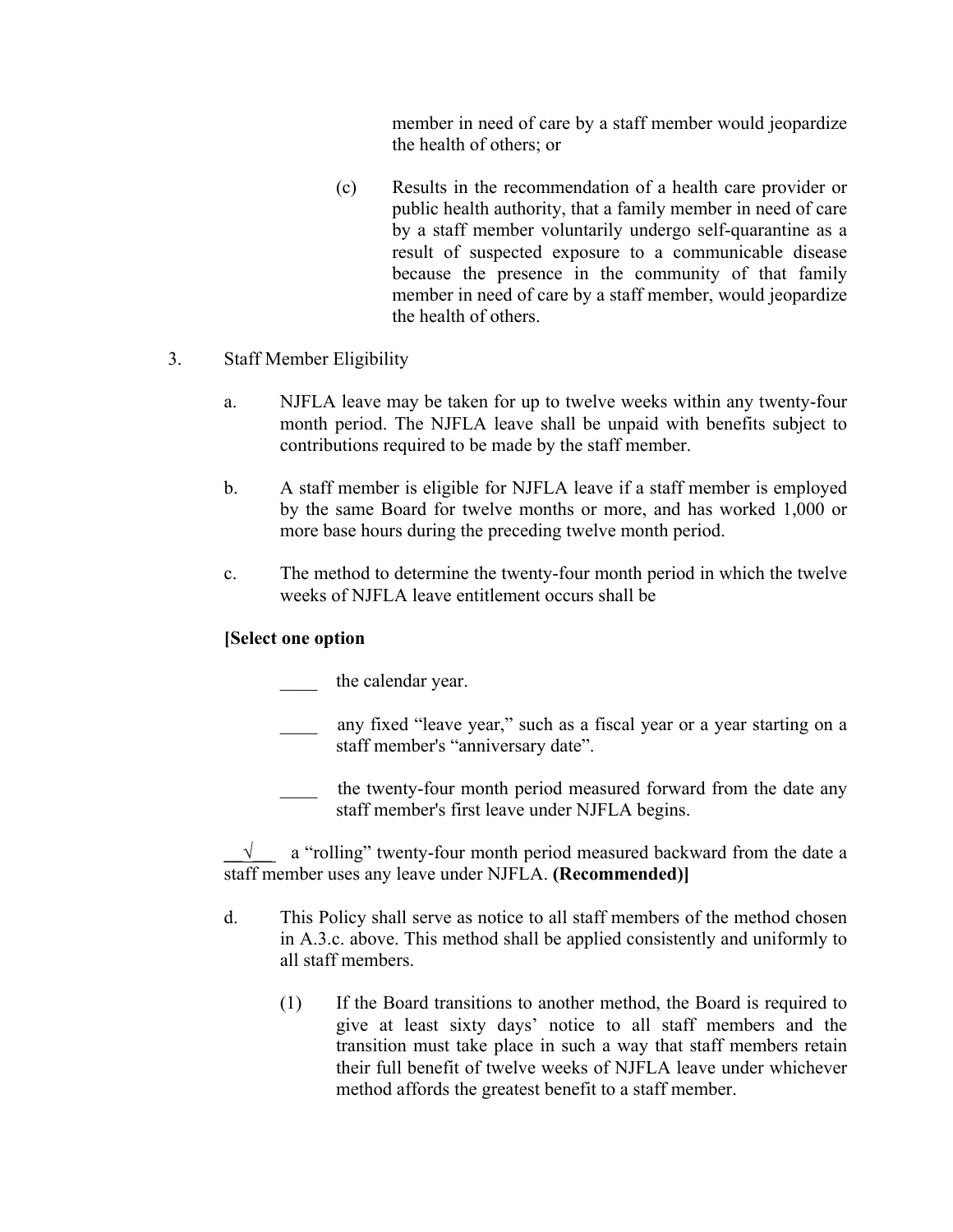member in need of care by a staff member would jeopardize the health of others; or

(c) Results in the recommendation of a health care provider or public health authority, that a family member in need of care by a staff member voluntarily undergo self-quarantine as a result of suspected exposure to a communicable disease because the presence in the community of that family member in need of care by a staff member, would jeopardize the health of others.

3. Staff Member Eligibility

a. NJFLA leave may be taken for up to twelve weeks within any twenty-four month period. The NJFLA leave shall be unpaid with benefits subject to contributions required to be made by the staff member.

b. A staff member is eligible for NJFLA leave if a staff member is employed by the same Board for twelve months or more, and has worked 1,000 or more base hours during the preceding twelve month period.

c. The method to determine the twenty-four month period in which the twelve weeks of NJFLA leave entitlement occurs shall be

**[Select one option**

____ the calendar year.

____ any fixed "leave year," such as a fiscal year or a year starting on a staff member's "anniversary date".

____ the twenty-four month period measured forward from the date any staff member's first leave under NJFLA begins.

__√__ a "rolling" twenty-four month period measured backward from the date a staff member uses any leave under NJFLA. **(Recommended)]**

d. This Policy shall serve as notice to all staff members of the method chosen in A.3.c. above. This method shall be applied consistently and uniformly to all staff members.

(1) If the Board transitions to another method, the Board is required to give at least sixty days' notice to all staff members and the transition must take place in such a way that staff members retain their full benefit of twelve weeks of NJFLA leave under whichever method affords the greatest benefit to a staff member.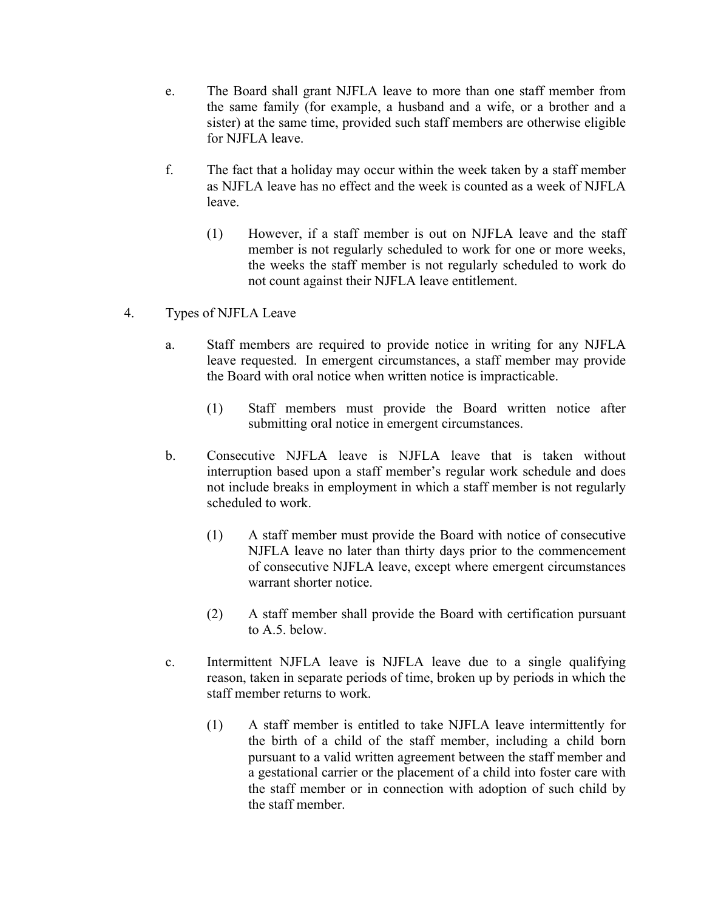e. The Board shall grant NJFLA leave to more than one staff member from the same family (for example, a husband and a wife, or a brother and a sister) at the same time, provided such staff members are otherwise eligible for NJFLA leave.

f. The fact that a holiday may occur within the week taken by a staff member as NJFLA leave has no effect and the week is counted as a week of NJFLA leave.

   (1) However, if a staff member is out on NJFLA leave and the staff member is not regularly scheduled to work for one or more weeks, the weeks the staff member is not regularly scheduled to work do not count against their NJFLA leave entitlement.

4. Types of NJFLA Leave

   a. Staff members are required to provide notice in writing for any NJFLA leave requested. In emergent circumstances, a staff member may provide the Board with oral notice when written notice is impracticable.

      (1) Staff members must provide the Board written notice after submitting oral notice in emergent circumstances.

   b. Consecutive NJFLA leave is NJFLA leave that is taken without interruption based upon a staff member's regular work schedule and does not include breaks in employment in which a staff member is not regularly scheduled to work.

      (1) A staff member must provide the Board with notice of consecutive NJFLA leave no later than thirty days prior to the commencement of consecutive NJFLA leave, except where emergent circumstances warrant shorter notice.

      (2) A staff member shall provide the Board with certification pursuant to A.5. below.

   c. Intermittent NJFLA leave is NJFLA leave due to a single qualifying reason, taken in separate periods of time, broken up by periods in which the staff member returns to work.

      (1) A staff member is entitled to take NJFLA leave intermittently for the birth of a child of the staff member, including a child born pursuant to a valid written agreement between the staff member and a gestational carrier or the placement of a child into foster care with the staff member or in connection with adoption of such child by the staff member.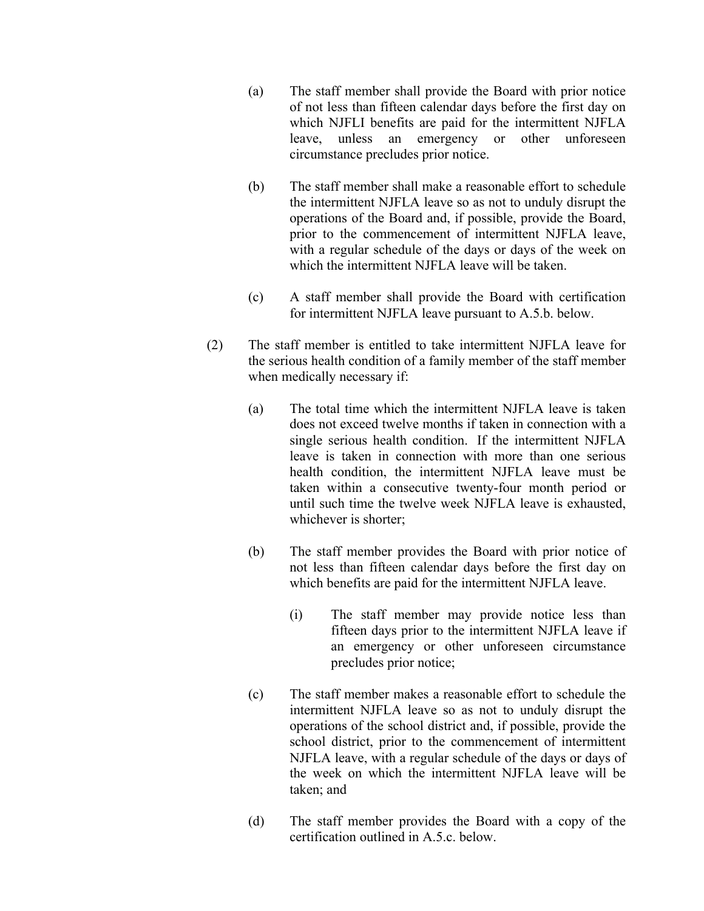(a) The staff member shall provide the Board with prior notice of not less than fifteen calendar days before the first day on which NJFLI benefits are paid for the intermittent NJFLA leave, unless an emergency or other unforeseen circumstance precludes prior notice.

(b) The staff member shall make a reasonable effort to schedule the intermittent NJFLA leave so as not to unduly disrupt the operations of the Board and, if possible, provide the Board, prior to the commencement of intermittent NJFLA leave, with a regular schedule of the days or days of the week on which the intermittent NJFLA leave will be taken.

(c) A staff member shall provide the Board with certification for intermittent NJFLA leave pursuant to A.5.b. below.

(2) The staff member is entitled to take intermittent NJFLA leave for the serious health condition of a family member of the staff member when medically necessary if:

(a) The total time which the intermittent NJFLA leave is taken does not exceed twelve months if taken in connection with a single serious health condition. If the intermittent NJFLA leave is taken in connection with more than one serious health condition, the intermittent NJFLA leave must be taken within a consecutive twenty-four month period or until such time the twelve week NJFLA leave is exhausted, whichever is shorter;

(b) The staff member provides the Board with prior notice of not less than fifteen calendar days before the first day on which benefits are paid for the intermittent NJFLA leave.

(i) The staff member may provide notice less than fifteen days prior to the intermittent NJFLA leave if an emergency or other unforeseen circumstance precludes prior notice;

(c) The staff member makes a reasonable effort to schedule the intermittent NJFLA leave so as not to unduly disrupt the operations of the school district and, if possible, provide the school district, prior to the commencement of intermittent NJFLA leave, with a regular schedule of the days or days of the week on which the intermittent NJFLA leave will be taken; and

(d) The staff member provides the Board with a copy of the certification outlined in A.5.c. below.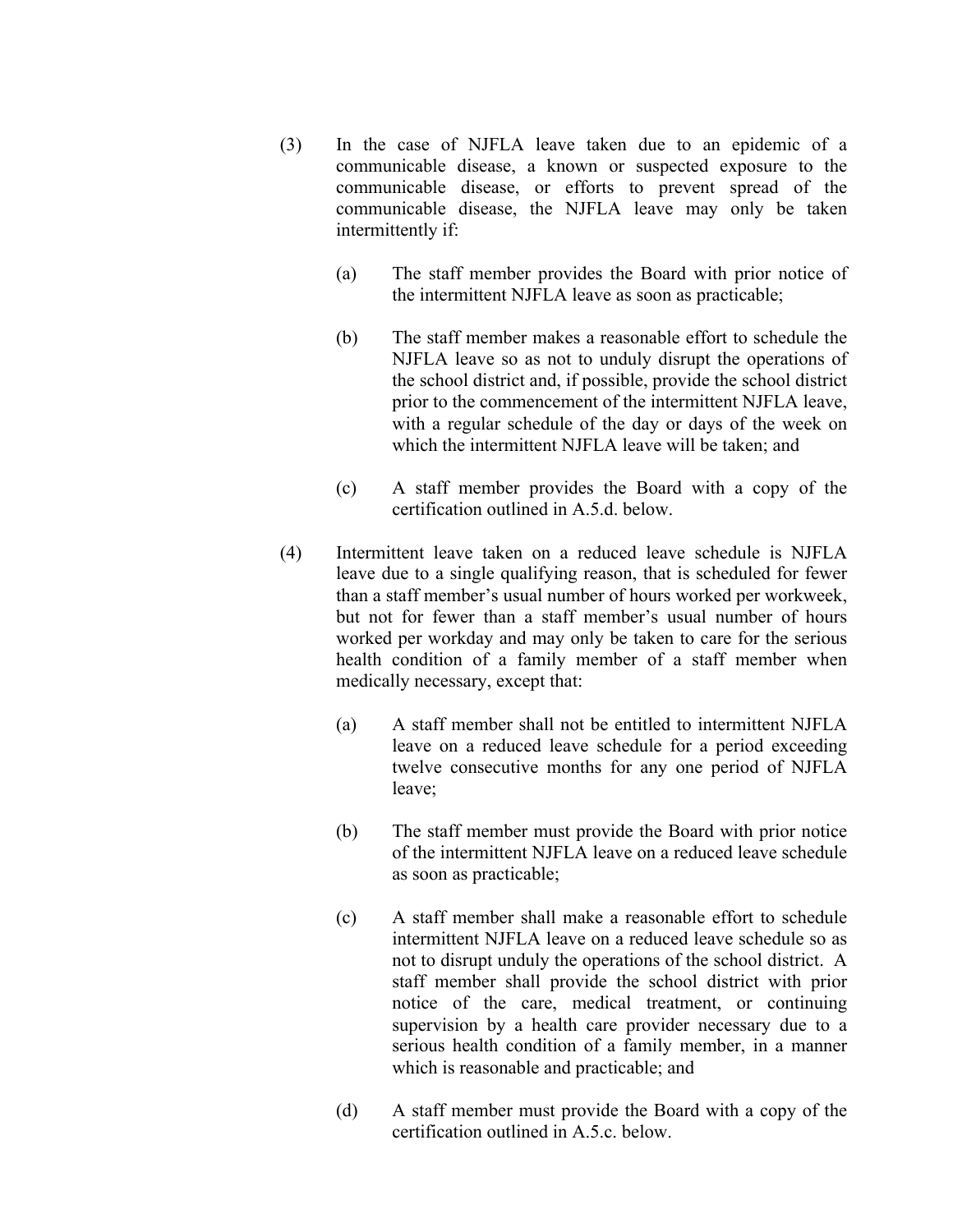(3) In the case of NJFLA leave taken due to an epidemic of a communicable disease, a known or suspected exposure to the communicable disease, or efforts to prevent spread of the communicable disease, the NJFLA leave may only be taken intermittently if:

   (a) The staff member provides the Board with prior notice of the intermittent NJFLA leave as soon as practicable;

   (b) The staff member makes a reasonable effort to schedule the NJFLA leave so as not to unduly disrupt the operations of the school district and, if possible, provide the school district prior to the commencement of the intermittent NJFLA leave, with a regular schedule of the day or days of the week on which the intermittent NJFLA leave will be taken; and

   (c) A staff member provides the Board with a copy of the certification outlined in A.5.d. below.

(4) Intermittent leave taken on a reduced leave schedule is NJFLA leave due to a single qualifying reason, that is scheduled for fewer than a staff member's usual number of hours worked per workweek, but not for fewer than a staff member's usual number of hours worked per workday and may only be taken to care for the serious health condition of a family member of a staff member when medically necessary, except that:

   (a) A staff member shall not be entitled to intermittent NJFLA leave on a reduced leave schedule for a period exceeding twelve consecutive months for any one period of NJFLA leave;

   (b) The staff member must provide the Board with prior notice of the intermittent NJFLA leave on a reduced leave schedule as soon as practicable;

   (c) A staff member shall make a reasonable effort to schedule intermittent NJFLA leave on a reduced leave schedule so as not to disrupt unduly the operations of the school district. A staff member shall provide the school district with prior notice of the care, medical treatment, or continuing supervision by a health care provider necessary due to a serious health condition of a family member, in a manner which is reasonable and practicable; and

   (d) A staff member must provide the Board with a copy of the certification outlined in A.5.c. below.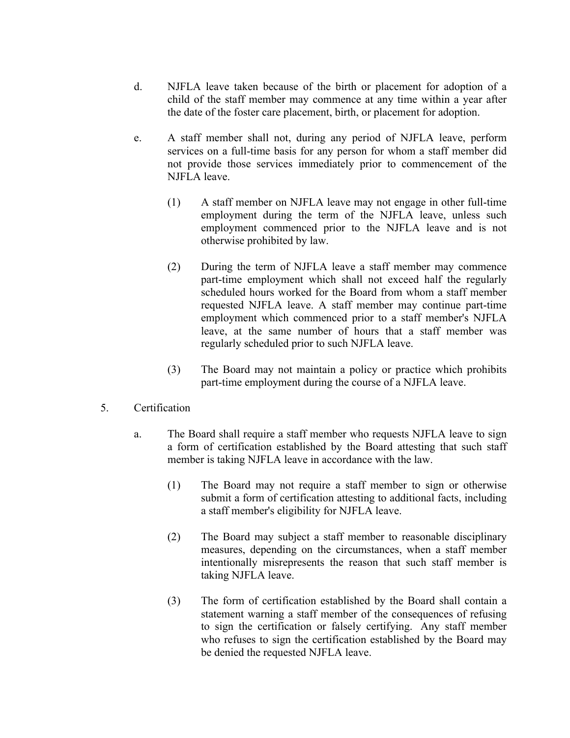d. NJFLA leave taken because of the birth or placement for adoption of a child of the staff member may commence at any time within a year after the date of the foster care placement, birth, or placement for adoption.

e. A staff member shall not, during any period of NJFLA leave, perform services on a full-time basis for any person for whom a staff member did not provide those services immediately prior to commencement of the NJFLA leave.

   (1) A staff member on NJFLA leave may not engage in other full-time employment during the term of the NJFLA leave, unless such employment commenced prior to the NJFLA leave and is not otherwise prohibited by law.

   (2) During the term of NJFLA leave a staff member may commence part-time employment which shall not exceed half the regularly scheduled hours worked for the Board from whom a staff member requested NJFLA leave. A staff member may continue part-time employment which commenced prior to a staff member's NJFLA leave, at the same number of hours that a staff member was regularly scheduled prior to such NJFLA leave.

   (3) The Board may not maintain a policy or practice which prohibits part-time employment during the course of a NJFLA leave.

5. Certification

   a. The Board shall require a staff member who requests NJFLA leave to sign a form of certification established by the Board attesting that such staff member is taking NJFLA leave in accordance with the law.

      (1) The Board may not require a staff member to sign or otherwise submit a form of certification attesting to additional facts, including a staff member's eligibility for NJFLA leave.

      (2) The Board may subject a staff member to reasonable disciplinary measures, depending on the circumstances, when a staff member intentionally misrepresents the reason that such staff member is taking NJFLA leave.

      (3) The form of certification established by the Board shall contain a statement warning a staff member of the consequences of refusing to sign the certification or falsely certifying. Any staff member who refuses to sign the certification established by the Board may be denied the requested NJFLA leave.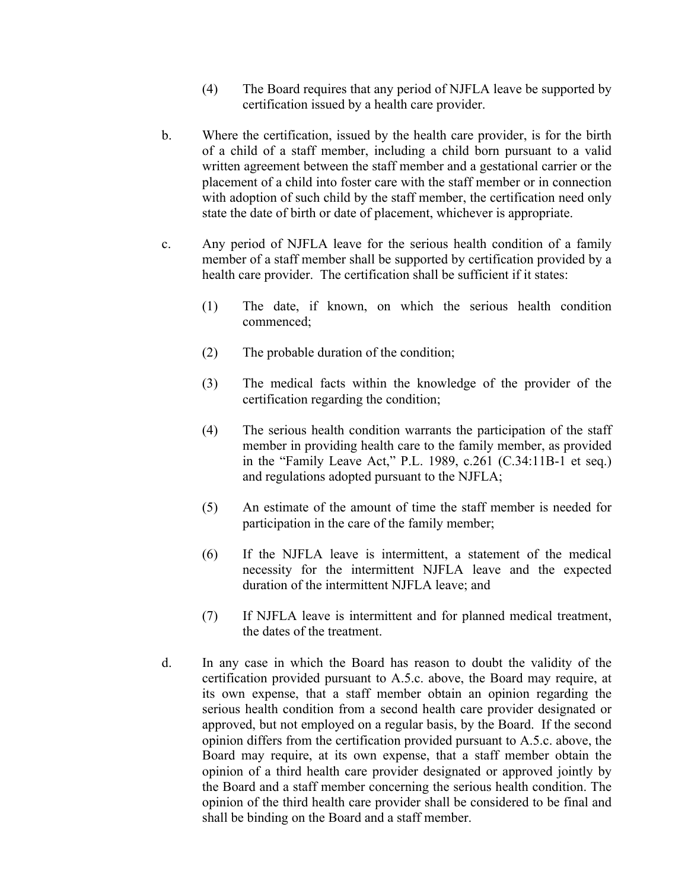(4) The Board requires that any period of NJFLA leave be supported by certification issued by a health care provider.

b. Where the certification, issued by the health care provider, is for the birth of a child of a staff member, including a child born pursuant to a valid written agreement between the staff member and a gestational carrier or the placement of a child into foster care with the staff member or in connection with adoption of such child by the staff member, the certification need only state the date of birth or date of placement, whichever is appropriate.

c. Any period of NJFLA leave for the serious health condition of a family member of a staff member shall be supported by certification provided by a health care provider. The certification shall be sufficient if it states:

(1) The date, if known, on which the serious health condition commenced;

(2) The probable duration of the condition;

(3) The medical facts within the knowledge of the provider of the certification regarding the condition;

(4) The serious health condition warrants the participation of the staff member in providing health care to the family member, as provided in the "Family Leave Act," P.L. 1989, c.261 (C.34:11B-1 et seq.) and regulations adopted pursuant to the NJFLA;

(5) An estimate of the amount of time the staff member is needed for participation in the care of the family member;

(6) If the NJFLA leave is intermittent, a statement of the medical necessity for the intermittent NJFLA leave and the expected duration of the intermittent NJFLA leave; and

(7) If NJFLA leave is intermittent and for planned medical treatment, the dates of the treatment.

d. In any case in which the Board has reason to doubt the validity of the certification provided pursuant to A.5.c. above, the Board may require, at its own expense, that a staff member obtain an opinion regarding the serious health condition from a second health care provider designated or approved, but not employed on a regular basis, by the Board. If the second opinion differs from the certification provided pursuant to A.5.c. above, the Board may require, at its own expense, that a staff member obtain the opinion of a third health care provider designated or approved jointly by the Board and a staff member concerning the serious health condition. The opinion of the third health care provider shall be considered to be final and shall be binding on the Board and a staff member.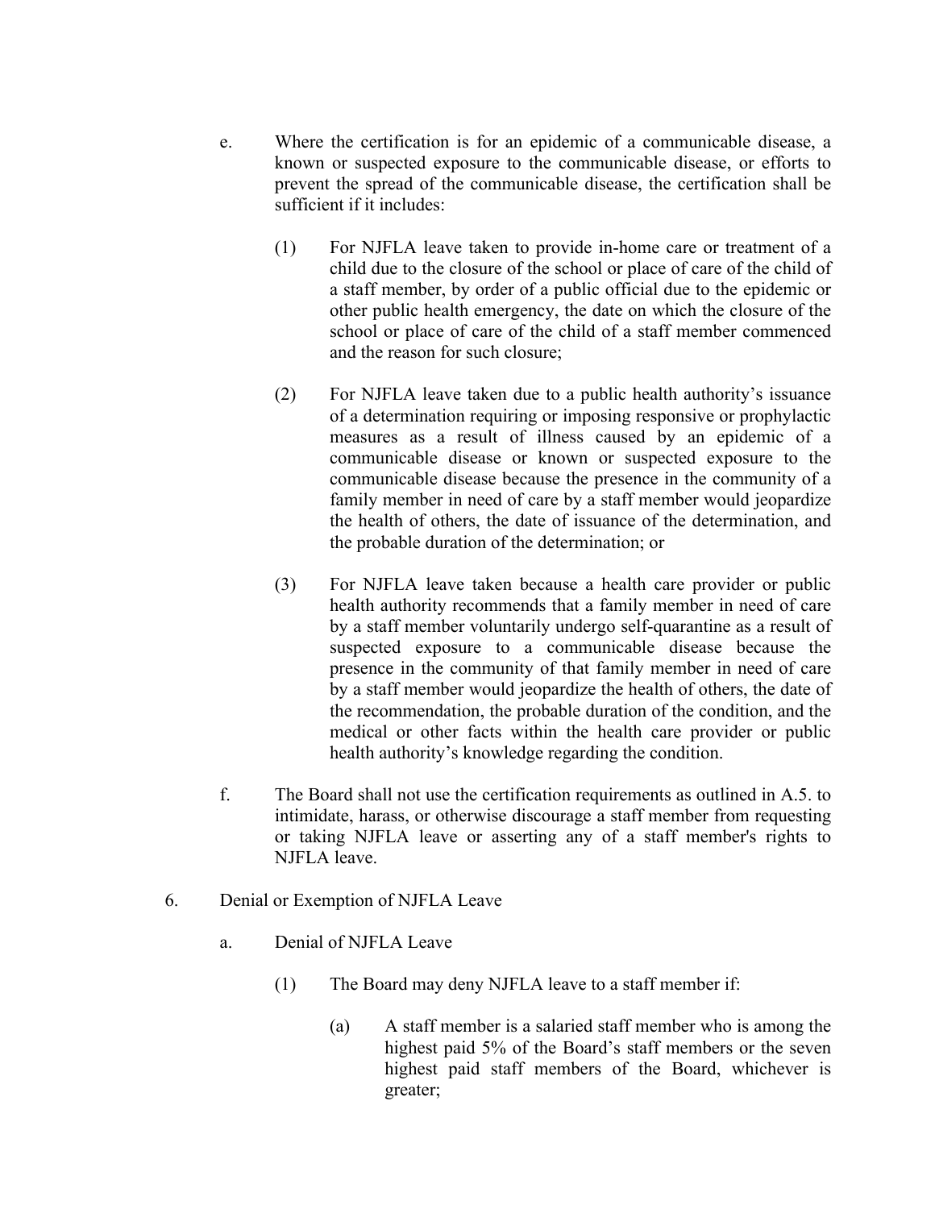e. Where the certification is for an epidemic of a communicable disease, a known or suspected exposure to the communicable disease, or efforts to prevent the spread of the communicable disease, the certification shall be sufficient if it includes:

(1) For NJFLA leave taken to provide in-home care or treatment of a child due to the closure of the school or place of care of the child of a staff member, by order of a public official due to the epidemic or other public health emergency, the date on which the closure of the school or place of care of the child of a staff member commenced and the reason for such closure;

(2) For NJFLA leave taken due to a public health authority's issuance of a determination requiring or imposing responsive or prophylactic measures as a result of illness caused by an epidemic of a communicable disease or known or suspected exposure to the communicable disease because the presence in the community of a family member in need of care by a staff member would jeopardize the health of others, the date of issuance of the determination, and the probable duration of the determination; or

(3) For NJFLA leave taken because a health care provider or public health authority recommends that a family member in need of care by a staff member voluntarily undergo self-quarantine as a result of suspected exposure to a communicable disease because the presence in the community of that family member in need of care by a staff member would jeopardize the health of others, the date of the recommendation, the probable duration of the condition, and the medical or other facts within the health care provider or public health authority's knowledge regarding the condition.

f. The Board shall not use the certification requirements as outlined in A.5. to intimidate, harass, or otherwise discourage a staff member from requesting or taking NJFLA leave or asserting any of a staff member's rights to NJFLA leave.

6. Denial or Exemption of NJFLA Leave

a. Denial of NJFLA Leave

(1) The Board may deny NJFLA leave to a staff member if:

(a) A staff member is a salaried staff member who is among the highest paid 5% of the Board's staff members or the seven highest paid staff members of the Board, whichever is greater;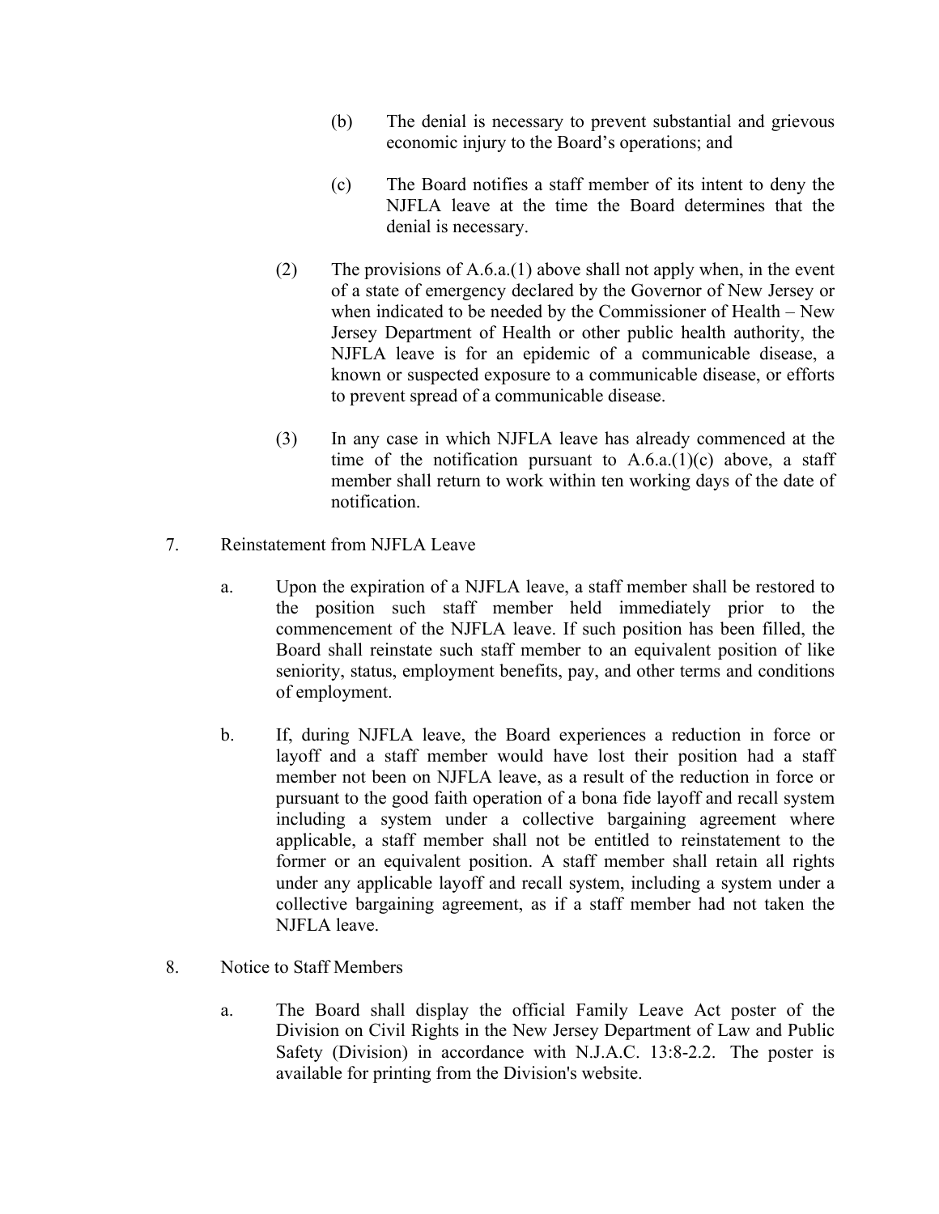(b) The denial is necessary to prevent substantial and grievous economic injury to the Board's operations; and

(c) The Board notifies a staff member of its intent to deny the NJFLA leave at the time the Board determines that the denial is necessary.

(2) The provisions of A.6.a.(1) above shall not apply when, in the event of a state of emergency declared by the Governor of New Jersey or when indicated to be needed by the Commissioner of Health – New Jersey Department of Health or other public health authority, the NJFLA leave is for an epidemic of a communicable disease, a known or suspected exposure to a communicable disease, or efforts to prevent spread of a communicable disease.

(3) In any case in which NJFLA leave has already commenced at the time of the notification pursuant to A.6.a.(1)(c) above, a staff member shall return to work within ten working days of the date of notification.

7. Reinstatement from NJFLA Leave

a. Upon the expiration of a NJFLA leave, a staff member shall be restored to the position such staff member held immediately prior to the commencement of the NJFLA leave. If such position has been filled, the Board shall reinstate such staff member to an equivalent position of like seniority, status, employment benefits, pay, and other terms and conditions of employment.

b. If, during NJFLA leave, the Board experiences a reduction in force or layoff and a staff member would have lost their position had a staff member not been on NJFLA leave, as a result of the reduction in force or pursuant to the good faith operation of a bona fide layoff and recall system including a system under a collective bargaining agreement where applicable, a staff member shall not be entitled to reinstatement to the former or an equivalent position. A staff member shall retain all rights under any applicable layoff and recall system, including a system under a collective bargaining agreement, as if a staff member had not taken the NJFLA leave.

8. Notice to Staff Members

a. The Board shall display the official Family Leave Act poster of the Division on Civil Rights in the New Jersey Department of Law and Public Safety (Division) in accordance with N.J.A.C. 13:8-2.2. The poster is available for printing from the Division's website.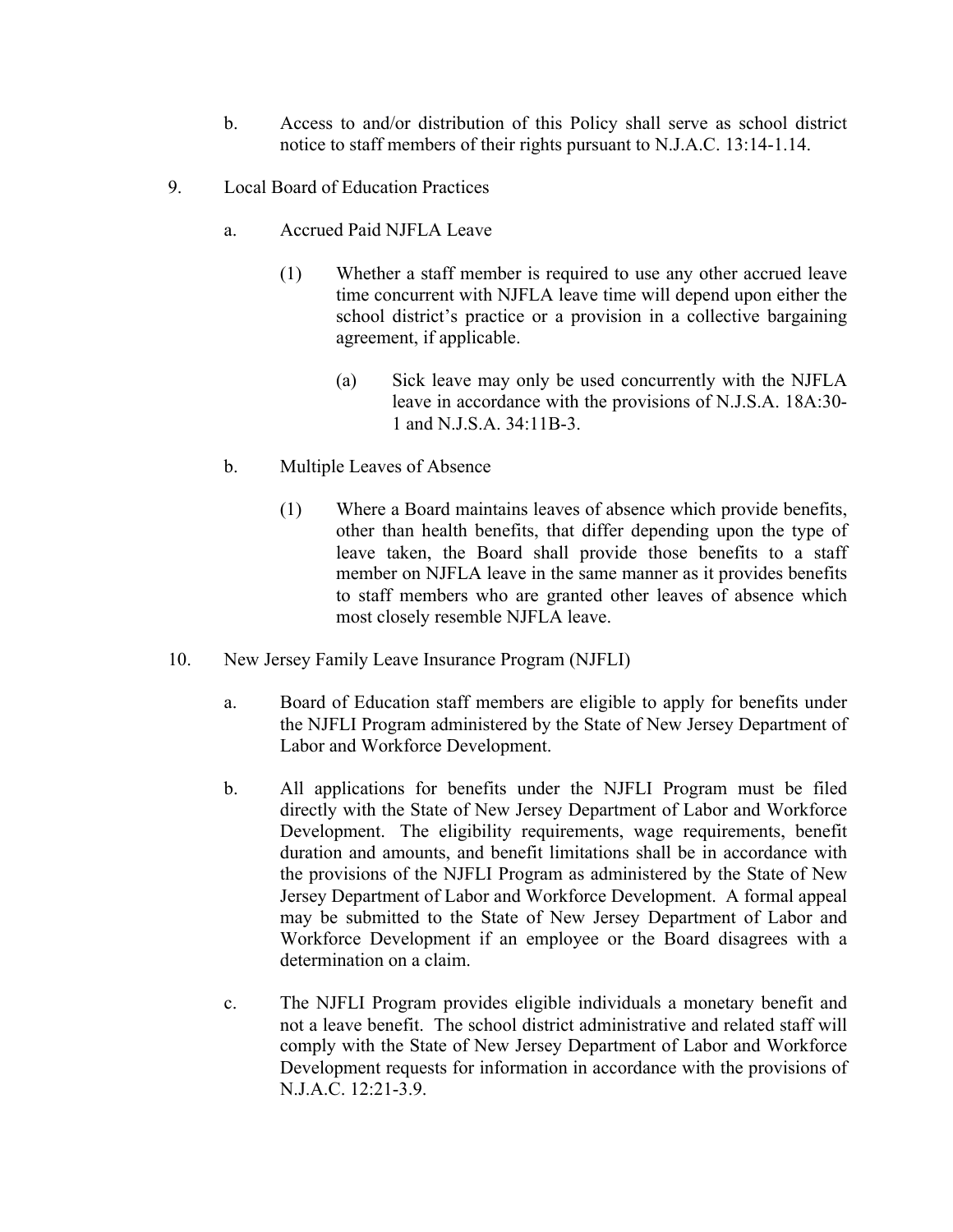b. Access to and/or distribution of this Policy shall serve as school district notice to staff members of their rights pursuant to N.J.A.C. 13:14-1.14.

9. Local Board of Education Practices

   a. Accrued Paid NJFLA Leave

      (1) Whether a staff member is required to use any other accrued leave time concurrent with NJFLA leave time will depend upon either the school district's practice or a provision in a collective bargaining agreement, if applicable.

         (a) Sick leave may only be used concurrently with the NJFLA leave in accordance with the provisions of N.J.S.A. 18A:30-1 and N.J.S.A. 34:11B-3.

   b. Multiple Leaves of Absence

      (1) Where a Board maintains leaves of absence which provide benefits, other than health benefits, that differ depending upon the type of leave taken, the Board shall provide those benefits to a staff member on NJFLA leave in the same manner as it provides benefits to staff members who are granted other leaves of absence which most closely resemble NJFLA leave.

10. New Jersey Family Leave Insurance Program (NJFLI)

   a. Board of Education staff members are eligible to apply for benefits under the NJFLI Program administered by the State of New Jersey Department of Labor and Workforce Development.

   b. All applications for benefits under the NJFLI Program must be filed directly with the State of New Jersey Department of Labor and Workforce Development. The eligibility requirements, wage requirements, benefit duration and amounts, and benefit limitations shall be in accordance with the provisions of the NJFLI Program as administered by the State of New Jersey Department of Labor and Workforce Development. A formal appeal may be submitted to the State of New Jersey Department of Labor and Workforce Development if an employee or the Board disagrees with a determination on a claim.

   c. The NJFLI Program provides eligible individuals a monetary benefit and not a leave benefit. The school district administrative and related staff will comply with the State of New Jersey Department of Labor and Workforce Development requests for information in accordance with the provisions of N.J.A.C. 12:21-3.9.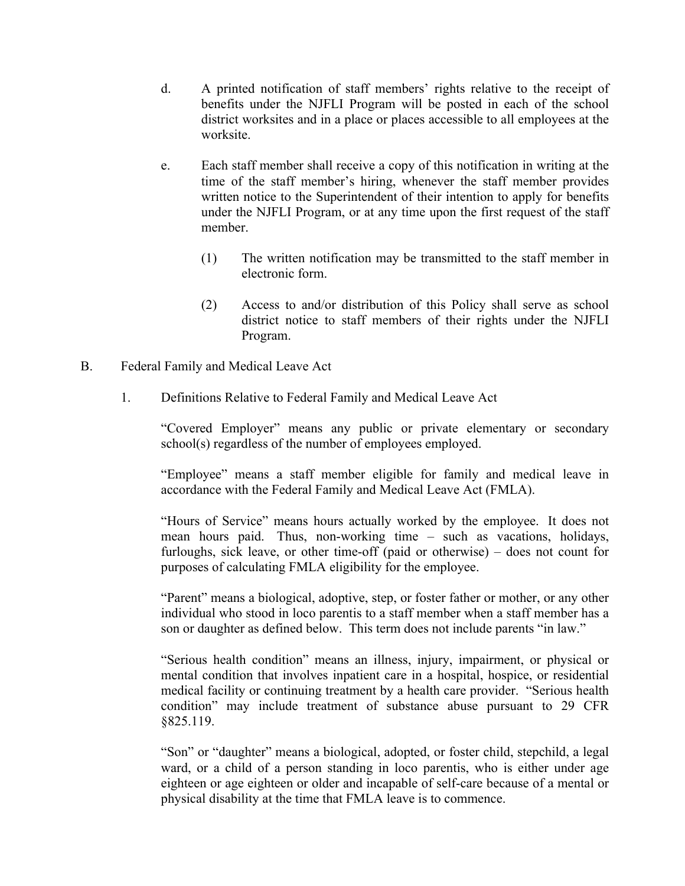d. A printed notification of staff members' rights relative to the receipt of benefits under the NJFLI Program will be posted in each of the school district worksites and in a place or places accessible to all employees at the worksite.

e. Each staff member shall receive a copy of this notification in writing at the time of the staff member's hiring, whenever the staff member provides written notice to the Superintendent of their intention to apply for benefits under the NJFLI Program, or at any time upon the first request of the staff member.

   (1) The written notification may be transmitted to the staff member in electronic form.

   (2) Access to and/or distribution of this Policy shall serve as school district notice to staff members of their rights under the NJFLI Program.

B. Federal Family and Medical Leave Act

   1. Definitions Relative to Federal Family and Medical Leave Act

      "Covered Employer" means any public or private elementary or secondary school(s) regardless of the number of employees employed.

      "Employee" means a staff member eligible for family and medical leave in accordance with the Federal Family and Medical Leave Act (FMLA).

      "Hours of Service" means hours actually worked by the employee. It does not mean hours paid. Thus, non-working time – such as vacations, holidays, furloughs, sick leave, or other time-off (paid or otherwise) – does not count for purposes of calculating FMLA eligibility for the employee.

      "Parent" means a biological, adoptive, step, or foster father or mother, or any other individual who stood in loco parentis to a staff member when a staff member has a son or daughter as defined below. This term does not include parents "in law."

      "Serious health condition" means an illness, injury, impairment, or physical or mental condition that involves inpatient care in a hospital, hospice, or residential medical facility or continuing treatment by a health care provider. "Serious health condition" may include treatment of substance abuse pursuant to 29 CFR §825.119.

      "Son" or "daughter" means a biological, adopted, or foster child, stepchild, a legal ward, or a child of a person standing in loco parentis, who is either under age eighteen or age eighteen or older and incapable of self-care because of a mental or physical disability at the time that FMLA leave is to commence.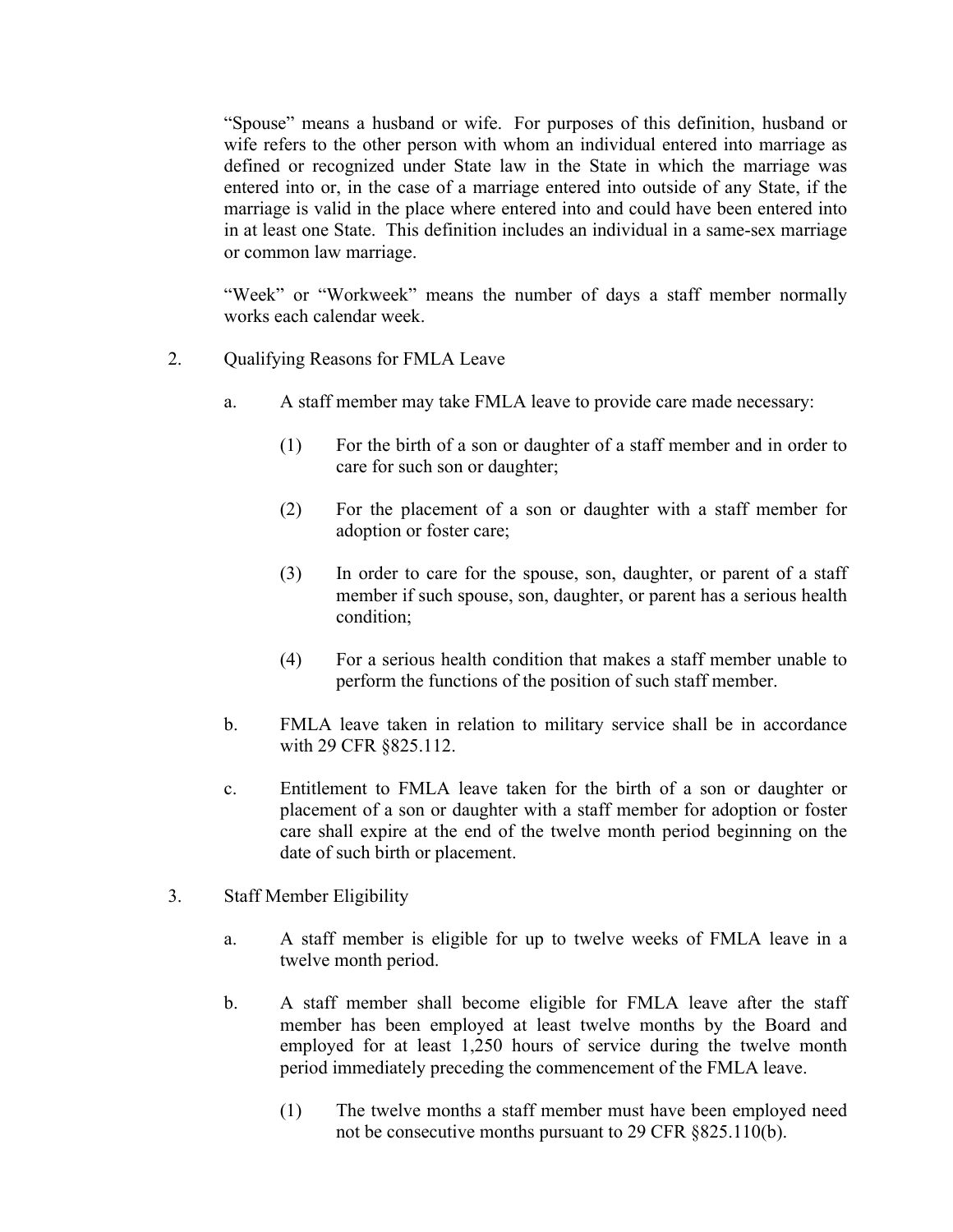"Spouse" means a husband or wife. For purposes of this definition, husband or wife refers to the other person with whom an individual entered into marriage as defined or recognized under State law in the State in which the marriage was entered into or, in the case of a marriage entered into outside of any State, if the marriage is valid in the place where entered into and could have been entered into in at least one State. This definition includes an individual in a same-sex marriage or common law marriage.

"Week" or "Workweek" means the number of days a staff member normally works each calendar week.

2. Qualifying Reasons for FMLA Leave

   a. A staff member may take FMLA leave to provide care made necessary:

      (1) For the birth of a son or daughter of a staff member and in order to care for such son or daughter;

      (2) For the placement of a son or daughter with a staff member for adoption or foster care;

      (3) In order to care for the spouse, son, daughter, or parent of a staff member if such spouse, son, daughter, or parent has a serious health condition;

      (4) For a serious health condition that makes a staff member unable to perform the functions of the position of such staff member.

   b. FMLA leave taken in relation to military service shall be in accordance with 29 CFR §825.112.

   c. Entitlement to FMLA leave taken for the birth of a son or daughter or placement of a son or daughter with a staff member for adoption or foster care shall expire at the end of the twelve month period beginning on the date of such birth or placement.

3. Staff Member Eligibility

   a. A staff member is eligible for up to twelve weeks of FMLA leave in a twelve month period.

   b. A staff member shall become eligible for FMLA leave after the staff member has been employed at least twelve months by the Board and employed for at least 1,250 hours of service during the twelve month period immediately preceding the commencement of the FMLA leave.

      (1) The twelve months a staff member must have been employed need not be consecutive months pursuant to 29 CFR §825.110(b).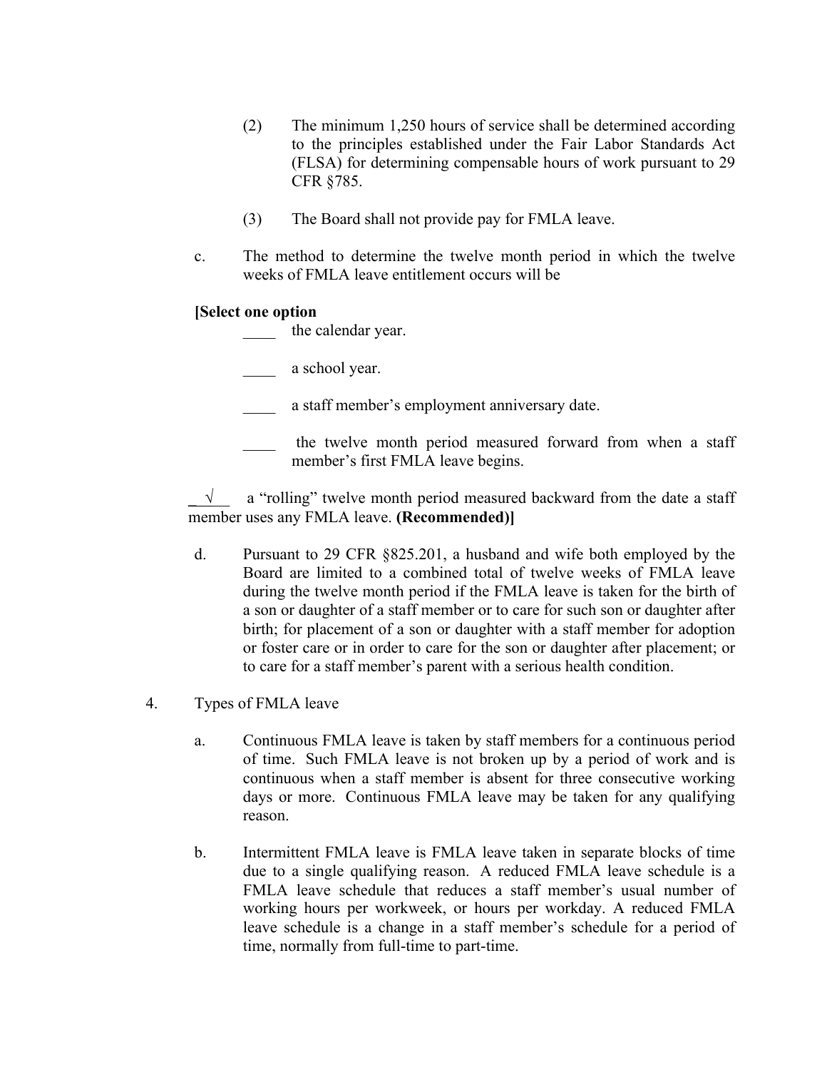(2) The minimum 1,250 hours of service shall be determined according to the principles established under the Fair Labor Standards Act (FLSA) for determining compensable hours of work pursuant to 29 CFR §785.

(3) The Board shall not provide pay for FMLA leave.

c. The method to determine the twelve month period in which the twelve weeks of FMLA leave entitlement occurs will be

**[Select one option**

____ the calendar year.

____ a school year.

____ a staff member's employment anniversary date.

____ the twelve month period measured forward from when a staff member's first FMLA leave begins.

_ √ _ a "rolling" twelve month period measured backward from the date a staff member uses any FMLA leave. **(Recommended)]**

d. Pursuant to 29 CFR §825.201, a husband and wife both employed by the Board are limited to a combined total of twelve weeks of FMLA leave during the twelve month period if the FMLA leave is taken for the birth of a son or daughter of a staff member or to care for such son or daughter after birth; for placement of a son or daughter with a staff member for adoption or foster care or in order to care for the son or daughter after placement; or to care for a staff member's parent with a serious health condition.

4. Types of FMLA leave

a. Continuous FMLA leave is taken by staff members for a continuous period of time. Such FMLA leave is not broken up by a period of work and is continuous when a staff member is absent for three consecutive working days or more. Continuous FMLA leave may be taken for any qualifying reason.

b. Intermittent FMLA leave is FMLA leave taken in separate blocks of time due to a single qualifying reason. A reduced FMLA leave schedule is a FMLA leave schedule that reduces a staff member's usual number of working hours per workweek, or hours per workday. A reduced FMLA leave schedule is a change in a staff member's schedule for a period of time, normally from full-time to part-time.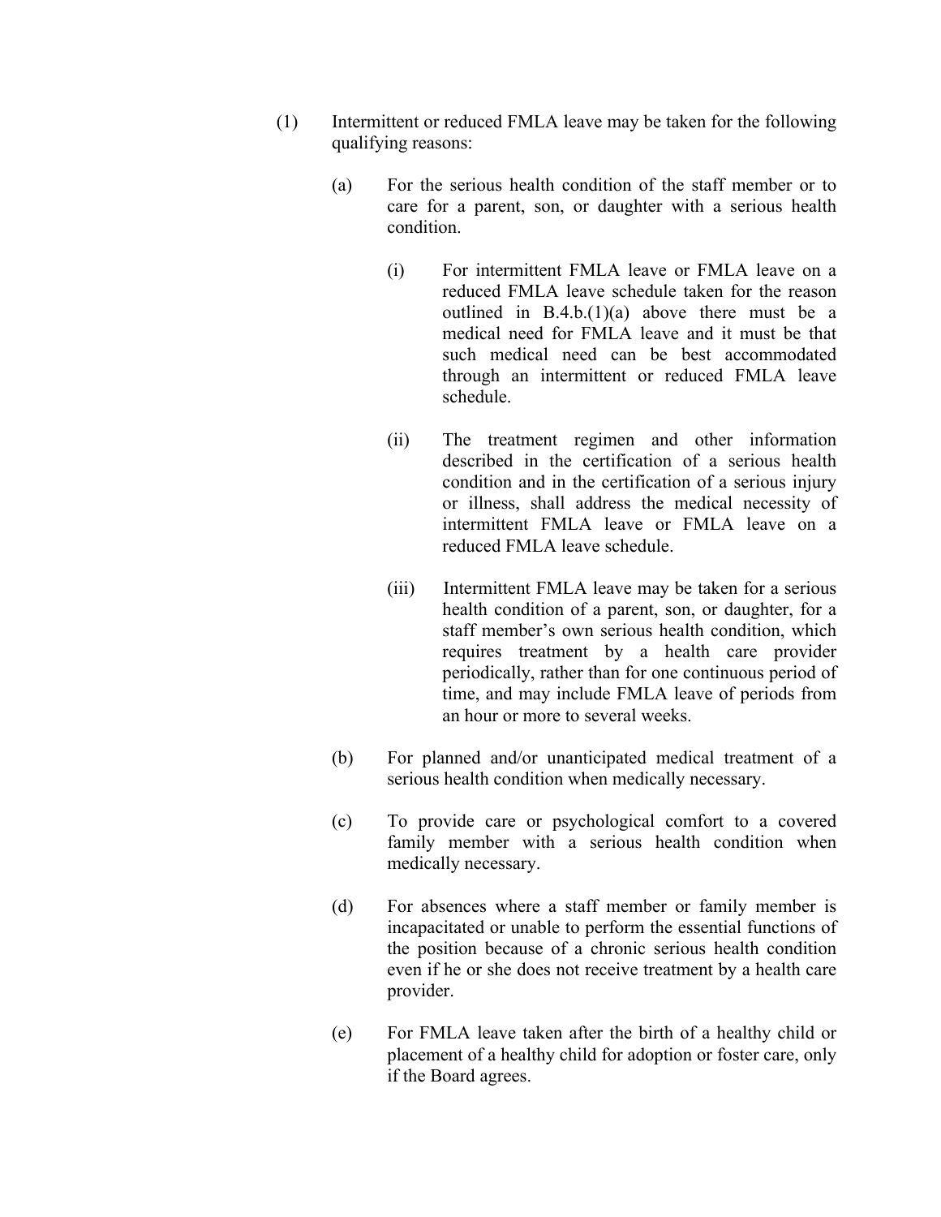(1) Intermittent or reduced FMLA leave may be taken for the following qualifying reasons:

  (a) For the serious health condition of the staff member or to care for a parent, son, or daughter with a serious health condition.

    (i) For intermittent FMLA leave or FMLA leave on a reduced FMLA leave schedule taken for the reason outlined in B.4.b.(1)(a) above there must be a medical need for FMLA leave and it must be that such medical need can be best accommodated through an intermittent or reduced FMLA leave schedule.

    (ii) The treatment regimen and other information described in the certification of a serious health condition and in the certification of a serious injury or illness, shall address the medical necessity of intermittent FMLA leave or FMLA leave on a reduced FMLA leave schedule.

    (iii) Intermittent FMLA leave may be taken for a serious health condition of a parent, son, or daughter, for a staff member's own serious health condition, which requires treatment by a health care provider periodically, rather than for one continuous period of time, and may include FMLA leave of periods from an hour or more to several weeks.

  (b) For planned and/or unanticipated medical treatment of a serious health condition when medically necessary.

  (c) To provide care or psychological comfort to a covered family member with a serious health condition when medically necessary.

  (d) For absences where a staff member or family member is incapacitated or unable to perform the essential functions of the position because of a chronic serious health condition even if he or she does not receive treatment by a health care provider.

  (e) For FMLA leave taken after the birth of a healthy child or placement of a healthy child for adoption or foster care, only if the Board agrees.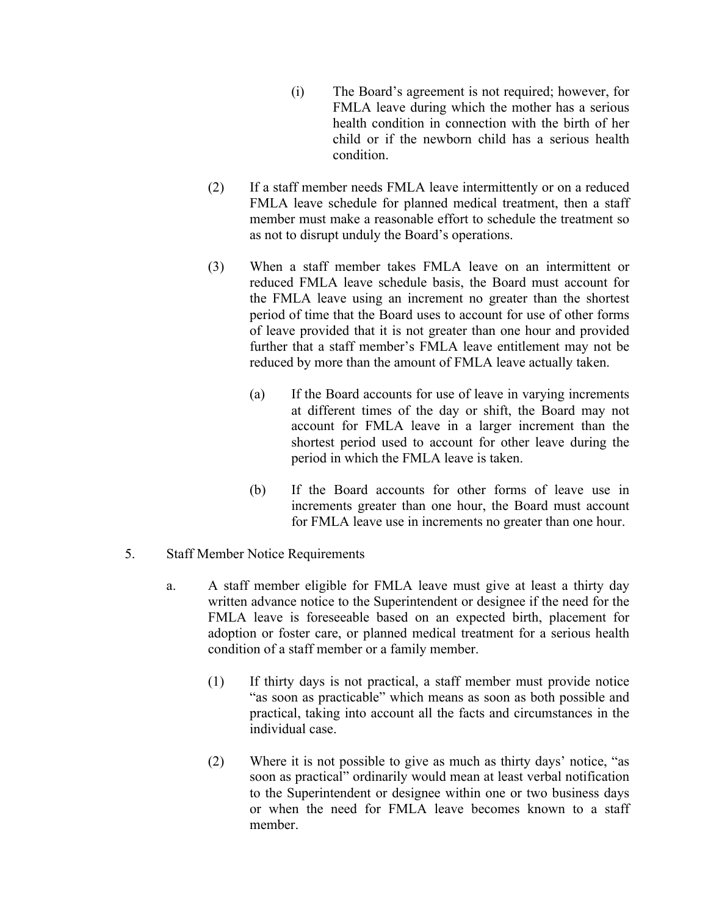(i) The Board's agreement is not required; however, for FMLA leave during which the mother has a serious health condition in connection with the birth of her child or if the newborn child has a serious health condition.

(2) If a staff member needs FMLA leave intermittently or on a reduced FMLA leave schedule for planned medical treatment, then a staff member must make a reasonable effort to schedule the treatment so as not to disrupt unduly the Board's operations.

(3) When a staff member takes FMLA leave on an intermittent or reduced FMLA leave schedule basis, the Board must account for the FMLA leave using an increment no greater than the shortest period of time that the Board uses to account for use of other forms of leave provided that it is not greater than one hour and provided further that a staff member's FMLA leave entitlement may not be reduced by more than the amount of FMLA leave actually taken.

(a) If the Board accounts for use of leave in varying increments at different times of the day or shift, the Board may not account for FMLA leave in a larger increment than the shortest period used to account for other leave during the period in which the FMLA leave is taken.

(b) If the Board accounts for other forms of leave use in increments greater than one hour, the Board must account for FMLA leave use in increments no greater than one hour.

5. Staff Member Notice Requirements

a. A staff member eligible for FMLA leave must give at least a thirty day written advance notice to the Superintendent or designee if the need for the FMLA leave is foreseeable based on an expected birth, placement for adoption or foster care, or planned medical treatment for a serious health condition of a staff member or a family member.

(1) If thirty days is not practical, a staff member must provide notice "as soon as practicable" which means as soon as both possible and practical, taking into account all the facts and circumstances in the individual case.

(2) Where it is not possible to give as much as thirty days' notice, "as soon as practical" ordinarily would mean at least verbal notification to the Superintendent or designee within one or two business days or when the need for FMLA leave becomes known to a staff member.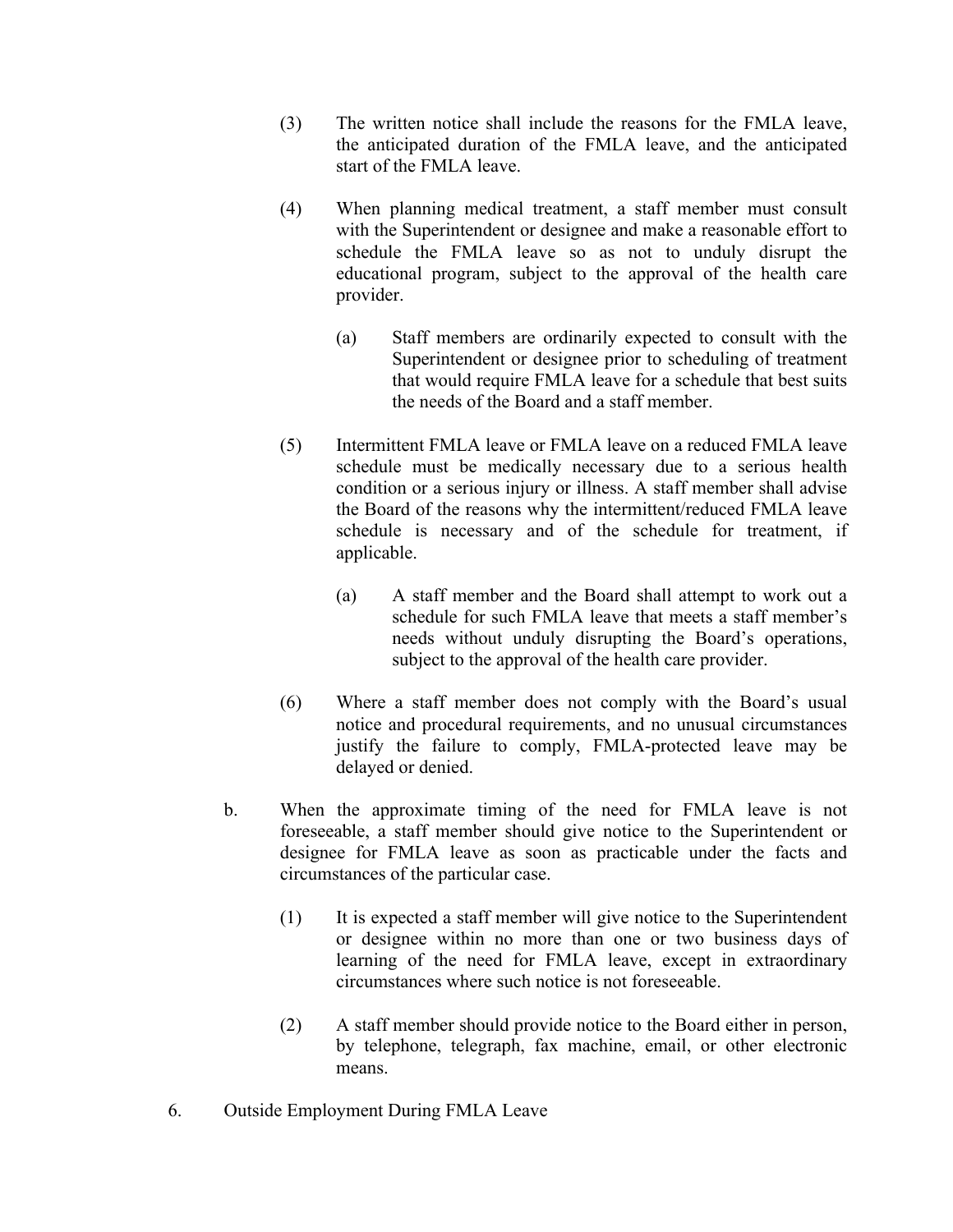(3) The written notice shall include the reasons for the FMLA leave, the anticipated duration of the FMLA leave, and the anticipated start of the FMLA leave.

(4) When planning medical treatment, a staff member must consult with the Superintendent or designee and make a reasonable effort to schedule the FMLA leave so as not to unduly disrupt the educational program, subject to the approval of the health care provider.

   (a) Staff members are ordinarily expected to consult with the Superintendent or designee prior to scheduling of treatment that would require FMLA leave for a schedule that best suits the needs of the Board and a staff member.

(5) Intermittent FMLA leave or FMLA leave on a reduced FMLA leave schedule must be medically necessary due to a serious health condition or a serious injury or illness. A staff member shall advise the Board of the reasons why the intermittent/reduced FMLA leave schedule is necessary and of the schedule for treatment, if applicable.

   (a) A staff member and the Board shall attempt to work out a schedule for such FMLA leave that meets a staff member's needs without unduly disrupting the Board's operations, subject to the approval of the health care provider.

(6) Where a staff member does not comply with the Board's usual notice and procedural requirements, and no unusual circumstances justify the failure to comply, FMLA-protected leave may be delayed or denied.

b. When the approximate timing of the need for FMLA leave is not foreseeable, a staff member should give notice to the Superintendent or designee for FMLA leave as soon as practicable under the facts and circumstances of the particular case.

   (1) It is expected a staff member will give notice to the Superintendent or designee within no more than one or two business days of learning of the need for FMLA leave, except in extraordinary circumstances where such notice is not foreseeable.

   (2) A staff member should provide notice to the Board either in person, by telephone, telegraph, fax machine, email, or other electronic means.

6. Outside Employment During FMLA Leave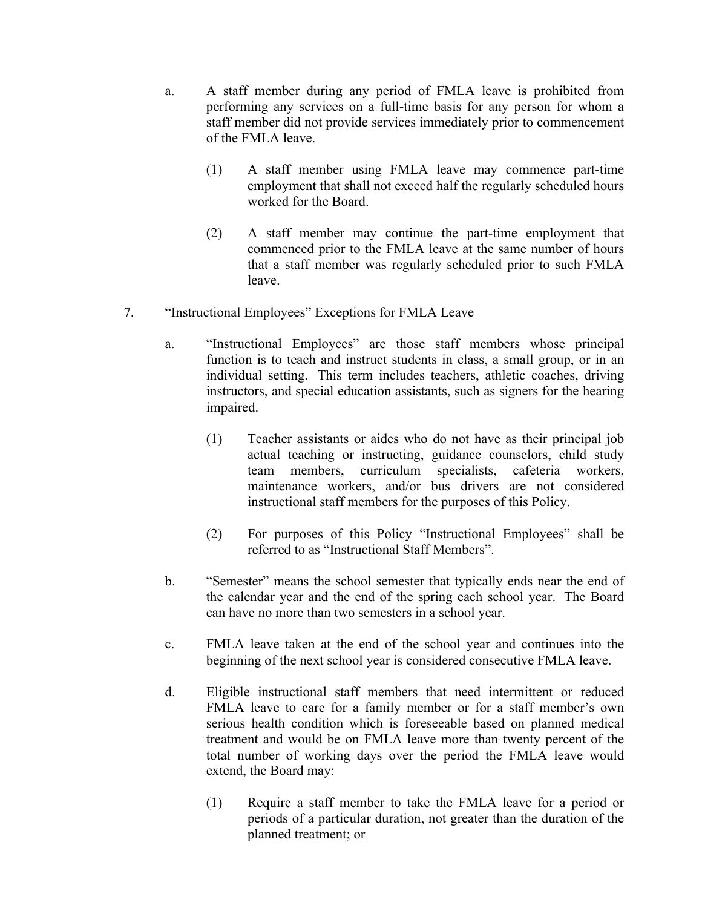a. A staff member during any period of FMLA leave is prohibited from performing any services on a full-time basis for any person for whom a staff member did not provide services immediately prior to commencement of the FMLA leave.

   (1) A staff member using FMLA leave may commence part-time employment that shall not exceed half the regularly scheduled hours worked for the Board.

   (2) A staff member may continue the part-time employment that commenced prior to the FMLA leave at the same number of hours that a staff member was regularly scheduled prior to such FMLA leave.

7. "Instructional Employees" Exceptions for FMLA Leave

   a. "Instructional Employees" are those staff members whose principal function is to teach and instruct students in class, a small group, or in an individual setting. This term includes teachers, athletic coaches, driving instructors, and special education assistants, such as signers for the hearing impaired.

      (1) Teacher assistants or aides who do not have as their principal job actual teaching or instructing, guidance counselors, child study team members, curriculum specialists, cafeteria workers, maintenance workers, and/or bus drivers are not considered instructional staff members for the purposes of this Policy.

      (2) For purposes of this Policy "Instructional Employees" shall be referred to as "Instructional Staff Members".

   b. "Semester" means the school semester that typically ends near the end of the calendar year and the end of the spring each school year. The Board can have no more than two semesters in a school year.

   c. FMLA leave taken at the end of the school year and continues into the beginning of the next school year is considered consecutive FMLA leave.

   d. Eligible instructional staff members that need intermittent or reduced FMLA leave to care for a family member or for a staff member's own serious health condition which is foreseeable based on planned medical treatment and would be on FMLA leave more than twenty percent of the total number of working days over the period the FMLA leave would extend, the Board may:

      (1) Require a staff member to take the FMLA leave for a period or periods of a particular duration, not greater than the duration of the planned treatment; or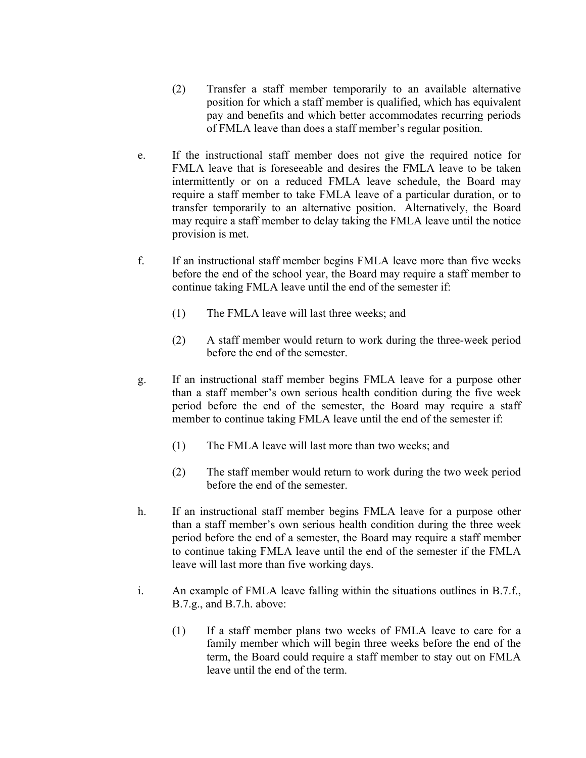(2) Transfer a staff member temporarily to an available alternative position for which a staff member is qualified, which has equivalent pay and benefits and which better accommodates recurring periods of FMLA leave than does a staff member's regular position.

e. If the instructional staff member does not give the required notice for FMLA leave that is foreseeable and desires the FMLA leave to be taken intermittently or on a reduced FMLA leave schedule, the Board may require a staff member to take FMLA leave of a particular duration, or to transfer temporarily to an alternative position. Alternatively, the Board may require a staff member to delay taking the FMLA leave until the notice provision is met.

f. If an instructional staff member begins FMLA leave more than five weeks before the end of the school year, the Board may require a staff member to continue taking FMLA leave until the end of the semester if:

   (1) The FMLA leave will last three weeks; and

   (2) A staff member would return to work during the three-week period before the end of the semester.

g. If an instructional staff member begins FMLA leave for a purpose other than a staff member's own serious health condition during the five week period before the end of the semester, the Board may require a staff member to continue taking FMLA leave until the end of the semester if:

   (1) The FMLA leave will last more than two weeks; and

   (2) The staff member would return to work during the two week period before the end of the semester.

h. If an instructional staff member begins FMLA leave for a purpose other than a staff member's own serious health condition during the three week period before the end of a semester, the Board may require a staff member to continue taking FMLA leave until the end of the semester if the FMLA leave will last more than five working days.

i. An example of FMLA leave falling within the situations outlines in B.7.f., B.7.g., and B.7.h. above:

   (1) If a staff member plans two weeks of FMLA leave to care for a family member which will begin three weeks before the end of the term, the Board could require a staff member to stay out on FMLA leave until the end of the term.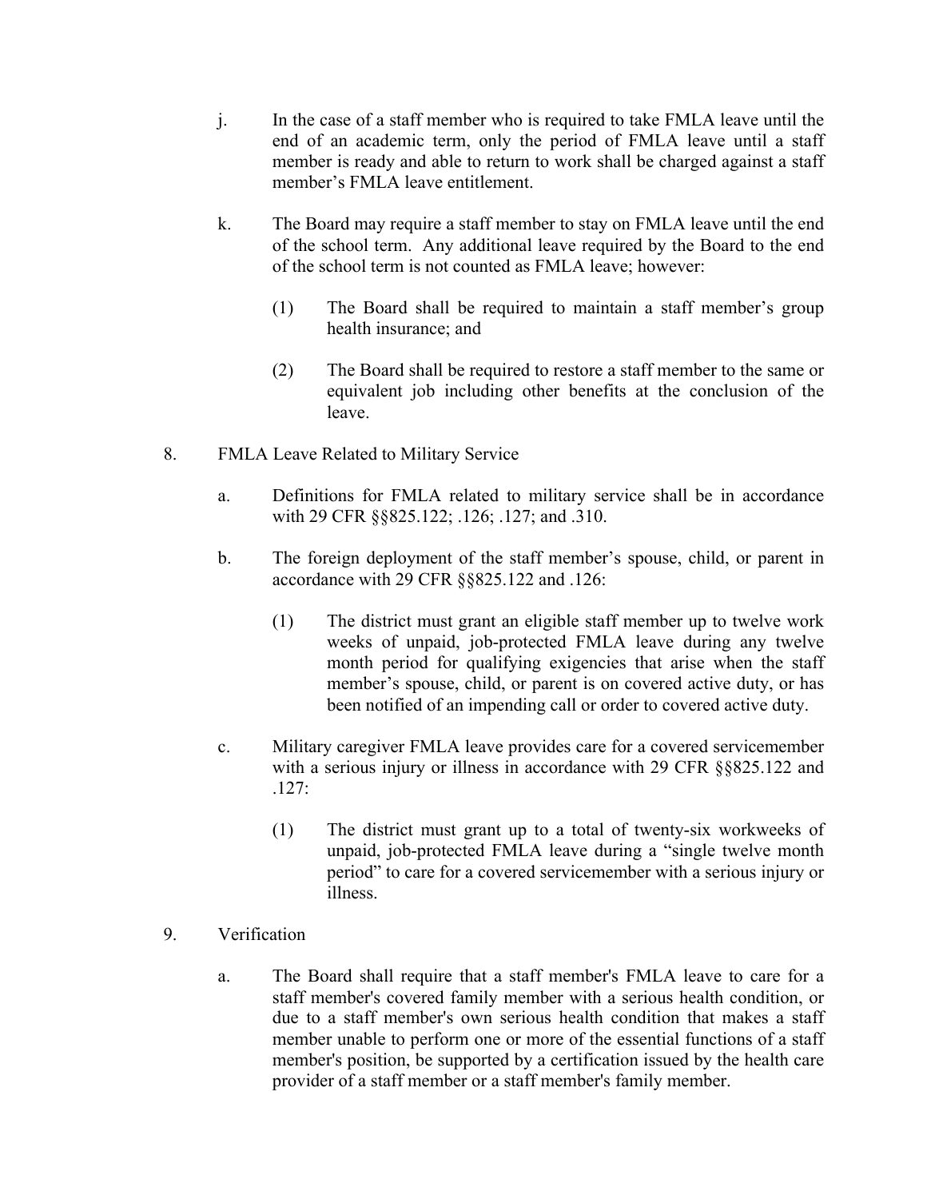j. In the case of a staff member who is required to take FMLA leave until the end of an academic term, only the period of FMLA leave until a staff member is ready and able to return to work shall be charged against a staff member's FMLA leave entitlement.

k. The Board may require a staff member to stay on FMLA leave until the end of the school term. Any additional leave required by the Board to the end of the school term is not counted as FMLA leave; however:

   (1) The Board shall be required to maintain a staff member's group health insurance; and

   (2) The Board shall be required to restore a staff member to the same or equivalent job including other benefits at the conclusion of the leave.

8. FMLA Leave Related to Military Service

   a. Definitions for FMLA related to military service shall be in accordance with 29 CFR §§825.122; .126; .127; and .310.

   b. The foreign deployment of the staff member's spouse, child, or parent in accordance with 29 CFR §§825.122 and .126:

      (1) The district must grant an eligible staff member up to twelve work weeks of unpaid, job-protected FMLA leave during any twelve month period for qualifying exigencies that arise when the staff member's spouse, child, or parent is on covered active duty, or has been notified of an impending call or order to covered active duty.

   c. Military caregiver FMLA leave provides care for a covered servicemember with a serious injury or illness in accordance with 29 CFR §§825.122 and .127:

      (1) The district must grant up to a total of twenty-six workweeks of unpaid, job-protected FMLA leave during a "single twelve month period" to care for a covered servicemember with a serious injury or illness.

9. Verification

   a. The Board shall require that a staff member's FMLA leave to care for a staff member's covered family member with a serious health condition, or due to a staff member's own serious health condition that makes a staff member unable to perform one or more of the essential functions of a staff member's position, be supported by a certification issued by the health care provider of a staff member or a staff member's family member.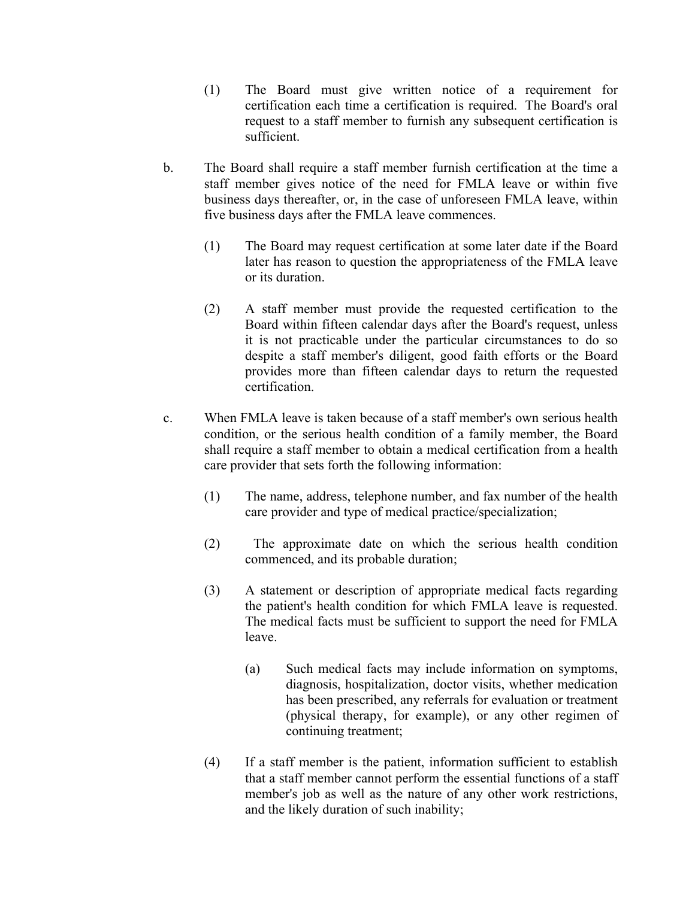(1) The Board must give written notice of a requirement for certification each time a certification is required. The Board's oral request to a staff member to furnish any subsequent certification is sufficient.

b. The Board shall require a staff member furnish certification at the time a staff member gives notice of the need for FMLA leave or within five business days thereafter, or, in the case of unforeseen FMLA leave, within five business days after the FMLA leave commences.

   (1) The Board may request certification at some later date if the Board later has reason to question the appropriateness of the FMLA leave or its duration.

   (2) A staff member must provide the requested certification to the Board within fifteen calendar days after the Board's request, unless it is not practicable under the particular circumstances to do so despite a staff member's diligent, good faith efforts or the Board provides more than fifteen calendar days to return the requested certification.

c. When FMLA leave is taken because of a staff member's own serious health condition, or the serious health condition of a family member, the Board shall require a staff member to obtain a medical certification from a health care provider that sets forth the following information:

   (1) The name, address, telephone number, and fax number of the health care provider and type of medical practice/specialization;

   (2) The approximate date on which the serious health condition commenced, and its probable duration;

   (3) A statement or description of appropriate medical facts regarding the patient's health condition for which FMLA leave is requested. The medical facts must be sufficient to support the need for FMLA leave.

      (a) Such medical facts may include information on symptoms, diagnosis, hospitalization, doctor visits, whether medication has been prescribed, any referrals for evaluation or treatment (physical therapy, for example), or any other regimen of continuing treatment;

   (4) If a staff member is the patient, information sufficient to establish that a staff member cannot perform the essential functions of a staff member's job as well as the nature of any other work restrictions, and the likely duration of such inability;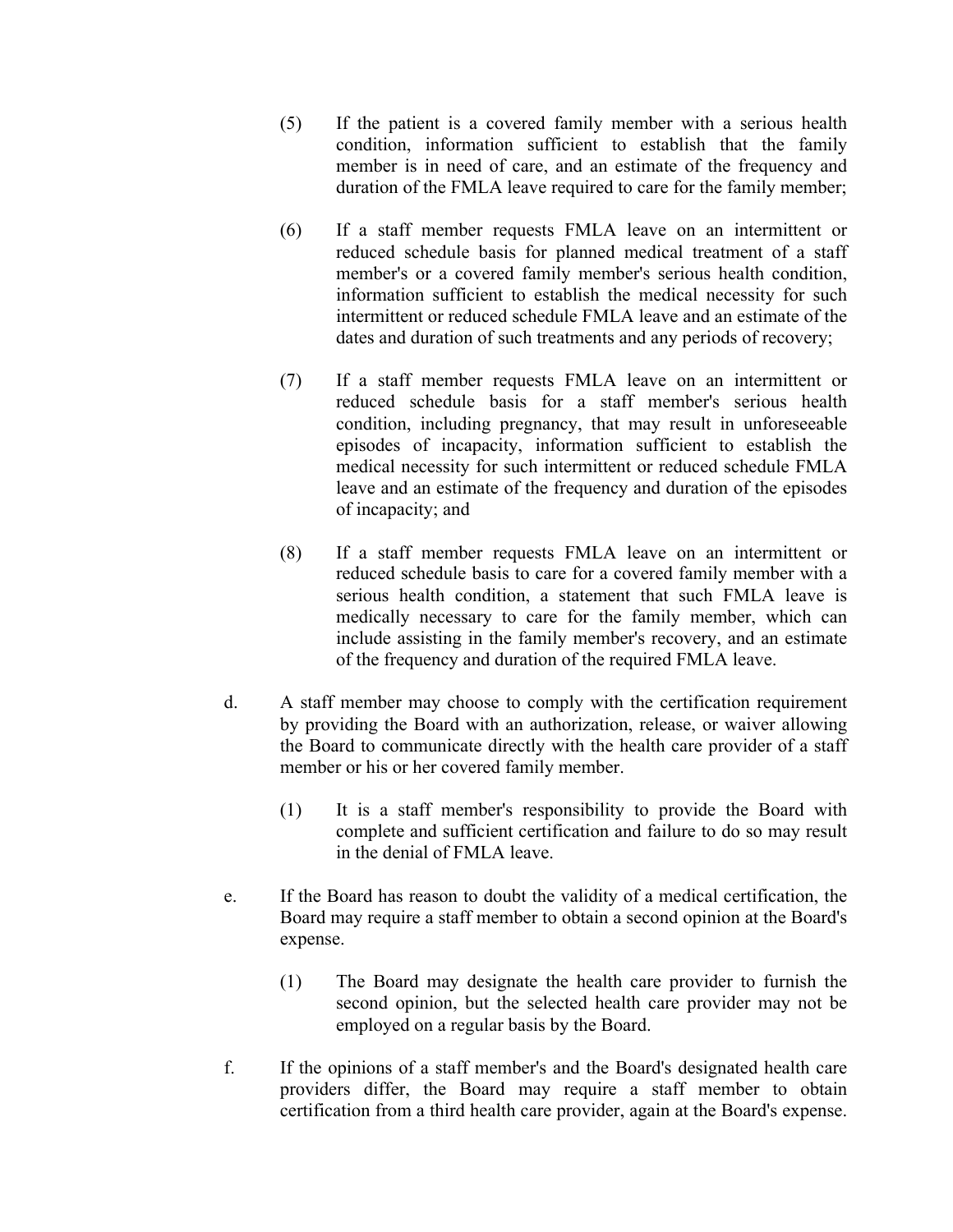(5) If the patient is a covered family member with a serious health condition, information sufficient to establish that the family member is in need of care, and an estimate of the frequency and duration of the FMLA leave required to care for the family member;

(6) If a staff member requests FMLA leave on an intermittent or reduced schedule basis for planned medical treatment of a staff member's or a covered family member's serious health condition, information sufficient to establish the medical necessity for such intermittent or reduced schedule FMLA leave and an estimate of the dates and duration of such treatments and any periods of recovery;

(7) If a staff member requests FMLA leave on an intermittent or reduced schedule basis for a staff member's serious health condition, including pregnancy, that may result in unforeseeable episodes of incapacity, information sufficient to establish the medical necessity for such intermittent or reduced schedule FMLA leave and an estimate of the frequency and duration of the episodes of incapacity; and

(8) If a staff member requests FMLA leave on an intermittent or reduced schedule basis to care for a covered family member with a serious health condition, a statement that such FMLA leave is medically necessary to care for the family member, which can include assisting in the family member's recovery, and an estimate of the frequency and duration of the required FMLA leave.

d. A staff member may choose to comply with the certification requirement by providing the Board with an authorization, release, or waiver allowing the Board to communicate directly with the health care provider of a staff member or his or her covered family member.

   (1) It is a staff member's responsibility to provide the Board with complete and sufficient certification and failure to do so may result in the denial of FMLA leave.

e. If the Board has reason to doubt the validity of a medical certification, the Board may require a staff member to obtain a second opinion at the Board's expense.

   (1) The Board may designate the health care provider to furnish the second opinion, but the selected health care provider may not be employed on a regular basis by the Board.

f. If the opinions of a staff member's and the Board's designated health care providers differ, the Board may require a staff member to obtain certification from a third health care provider, again at the Board's expense.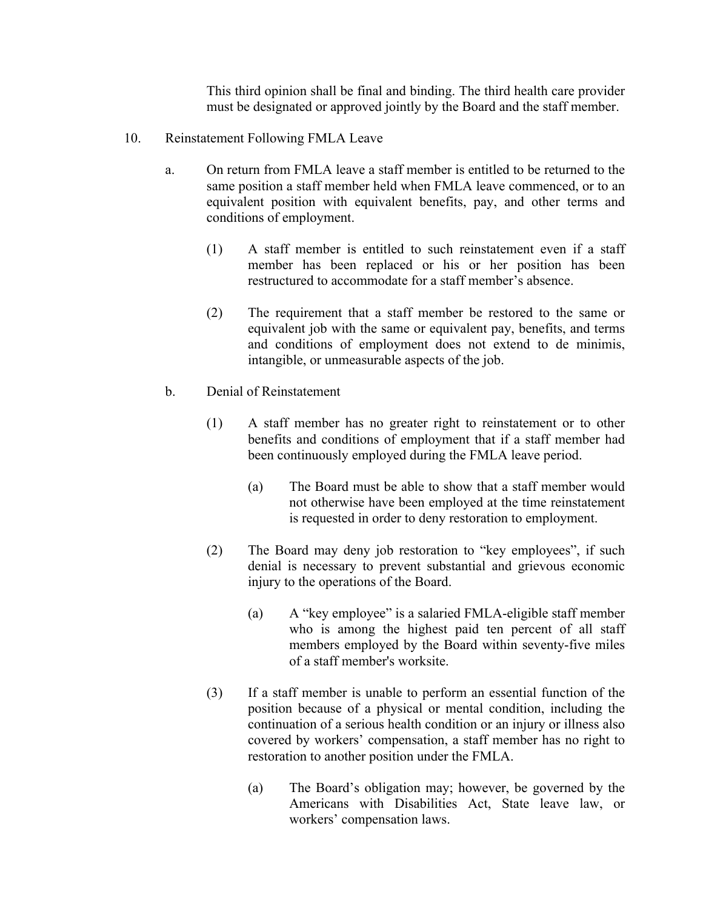This third opinion shall be final and binding. The third health care provider must be designated or approved jointly by the Board and the staff member.

10. Reinstatement Following FMLA Leave

    a. On return from FMLA leave a staff member is entitled to be returned to the same position a staff member held when FMLA leave commenced, or to an equivalent position with equivalent benefits, pay, and other terms and conditions of employment.

        (1) A staff member is entitled to such reinstatement even if a staff member has been replaced or his or her position has been restructured to accommodate for a staff member's absence.

        (2) The requirement that a staff member be restored to the same or equivalent job with the same or equivalent pay, benefits, and terms and conditions of employment does not extend to de minimis, intangible, or unmeasurable aspects of the job.

    b. Denial of Reinstatement

        (1) A staff member has no greater right to reinstatement or to other benefits and conditions of employment that if a staff member had been continuously employed during the FMLA leave period.

            (a) The Board must be able to show that a staff member would not otherwise have been employed at the time reinstatement is requested in order to deny restoration to employment.

        (2) The Board may deny job restoration to "key employees", if such denial is necessary to prevent substantial and grievous economic injury to the operations of the Board.

            (a) A "key employee" is a salaried FMLA-eligible staff member who is among the highest paid ten percent of all staff members employed by the Board within seventy-five miles of a staff member's worksite.

        (3) If a staff member is unable to perform an essential function of the position because of a physical or mental condition, including the continuation of a serious health condition or an injury or illness also covered by workers' compensation, a staff member has no right to restoration to another position under the FMLA.

            (a) The Board's obligation may; however, be governed by the Americans with Disabilities Act, State leave law, or workers' compensation laws.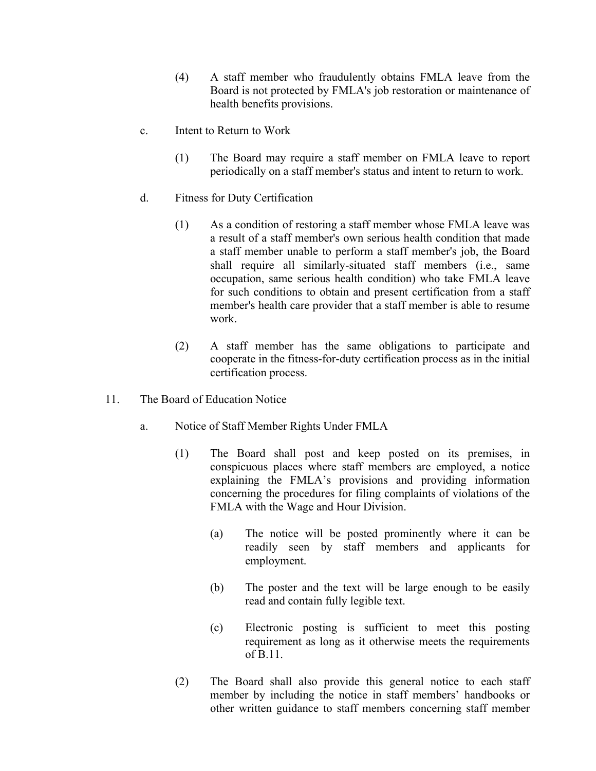(4) A staff member who fraudulently obtains FMLA leave from the Board is not protected by FMLA's job restoration or maintenance of health benefits provisions.

c. Intent to Return to Work

(1) The Board may require a staff member on FMLA leave to report periodically on a staff member's status and intent to return to work.

d. Fitness for Duty Certification

(1) As a condition of restoring a staff member whose FMLA leave was a result of a staff member's own serious health condition that made a staff member unable to perform a staff member's job, the Board shall require all similarly-situated staff members (i.e., same occupation, same serious health condition) who take FMLA leave for such conditions to obtain and present certification from a staff member's health care provider that a staff member is able to resume work.

(2) A staff member has the same obligations to participate and cooperate in the fitness-for-duty certification process as in the initial certification process.

11. The Board of Education Notice

a. Notice of Staff Member Rights Under FMLA

(1) The Board shall post and keep posted on its premises, in conspicuous places where staff members are employed, a notice explaining the FMLA’s provisions and providing information concerning the procedures for filing complaints of violations of the FMLA with the Wage and Hour Division.

(a) The notice will be posted prominently where it can be readily seen by staff members and applicants for employment.

(b) The poster and the text will be large enough to be easily read and contain fully legible text.

(c) Electronic posting is sufficient to meet this posting requirement as long as it otherwise meets the requirements of B.11.

(2) The Board shall also provide this general notice to each staff member by including the notice in staff members’ handbooks or other written guidance to staff members concerning staff member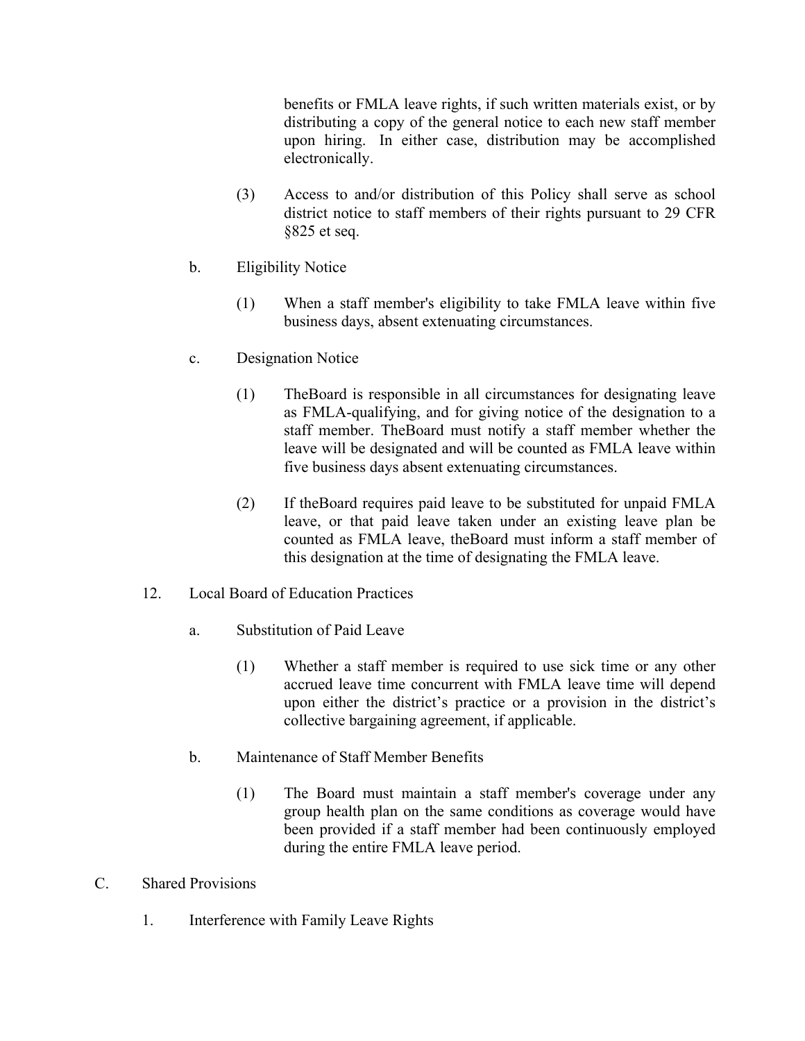benefits or FMLA leave rights, if such written materials exist, or by distributing a copy of the general notice to each new staff member upon hiring. In either case, distribution may be accomplished electronically.

(3) Access to and/or distribution of this Policy shall serve as school district notice to staff members of their rights pursuant to 29 CFR §825 et seq.

b. Eligibility Notice

(1) When a staff member's eligibility to take FMLA leave within five business days, absent extenuating circumstances.

c. Designation Notice

(1) TheBoard is responsible in all circumstances for designating leave as FMLA-qualifying, and for giving notice of the designation to a staff member. TheBoard must notify a staff member whether the leave will be designated and will be counted as FMLA leave within five business days absent extenuating circumstances.

(2) If theBoard requires paid leave to be substituted for unpaid FMLA leave, or that paid leave taken under an existing leave plan be counted as FMLA leave, theBoard must inform a staff member of this designation at the time of designating the FMLA leave.

12. Local Board of Education Practices

a. Substitution of Paid Leave

(1) Whether a staff member is required to use sick time or any other accrued leave time concurrent with FMLA leave time will depend upon either the district's practice or a provision in the district's collective bargaining agreement, if applicable.

b. Maintenance of Staff Member Benefits

(1) The Board must maintain a staff member's coverage under any group health plan on the same conditions as coverage would have been provided if a staff member had been continuously employed during the entire FMLA leave period.

C. Shared Provisions

1. Interference with Family Leave Rights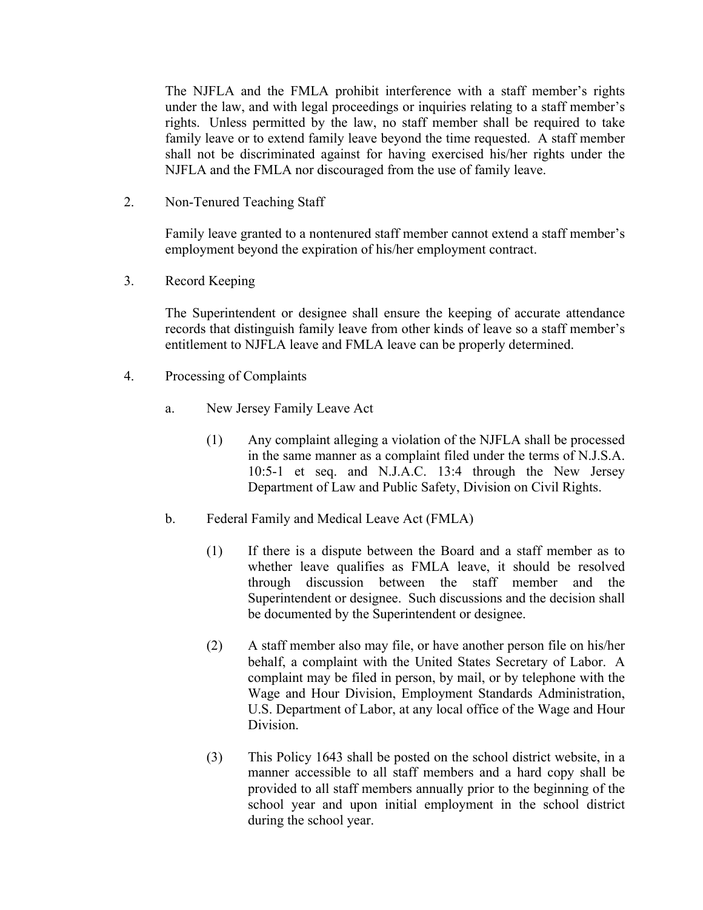The NJFLA and the FMLA prohibit interference with a staff member's rights under the law, and with legal proceedings or inquiries relating to a staff member's rights. Unless permitted by the law, no staff member shall be required to take family leave or to extend family leave beyond the time requested. A staff member shall not be discriminated against for having exercised his/her rights under the NJFLA and the FMLA nor discouraged from the use of family leave.

2. Non-Tenured Teaching Staff

   Family leave granted to a nontenured staff member cannot extend a staff member's employment beyond the expiration of his/her employment contract.

3. Record Keeping

   The Superintendent or designee shall ensure the keeping of accurate attendance records that distinguish family leave from other kinds of leave so a staff member's entitlement to NJFLA leave and FMLA leave can be properly determined.

4. Processing of Complaints

   a. New Jersey Family Leave Act

      (1) Any complaint alleging a violation of the NJFLA shall be processed in the same manner as a complaint filed under the terms of N.J.S.A. 10:5-1 et seq. and N.J.A.C. 13:4 through the New Jersey Department of Law and Public Safety, Division on Civil Rights.

   b. Federal Family and Medical Leave Act (FMLA)

      (1) If there is a dispute between the Board and a staff member as to whether leave qualifies as FMLA leave, it should be resolved through discussion between the staff member and the Superintendent or designee. Such discussions and the decision shall be documented by the Superintendent or designee.

      (2) A staff member also may file, or have another person file on his/her behalf, a complaint with the United States Secretary of Labor. A complaint may be filed in person, by mail, or by telephone with the Wage and Hour Division, Employment Standards Administration, U.S. Department of Labor, at any local office of the Wage and Hour Division.

      (3) This Policy 1643 shall be posted on the school district website, in a manner accessible to all staff members and a hard copy shall be provided to all staff members annually prior to the beginning of the school year and upon initial employment in the school district during the school year.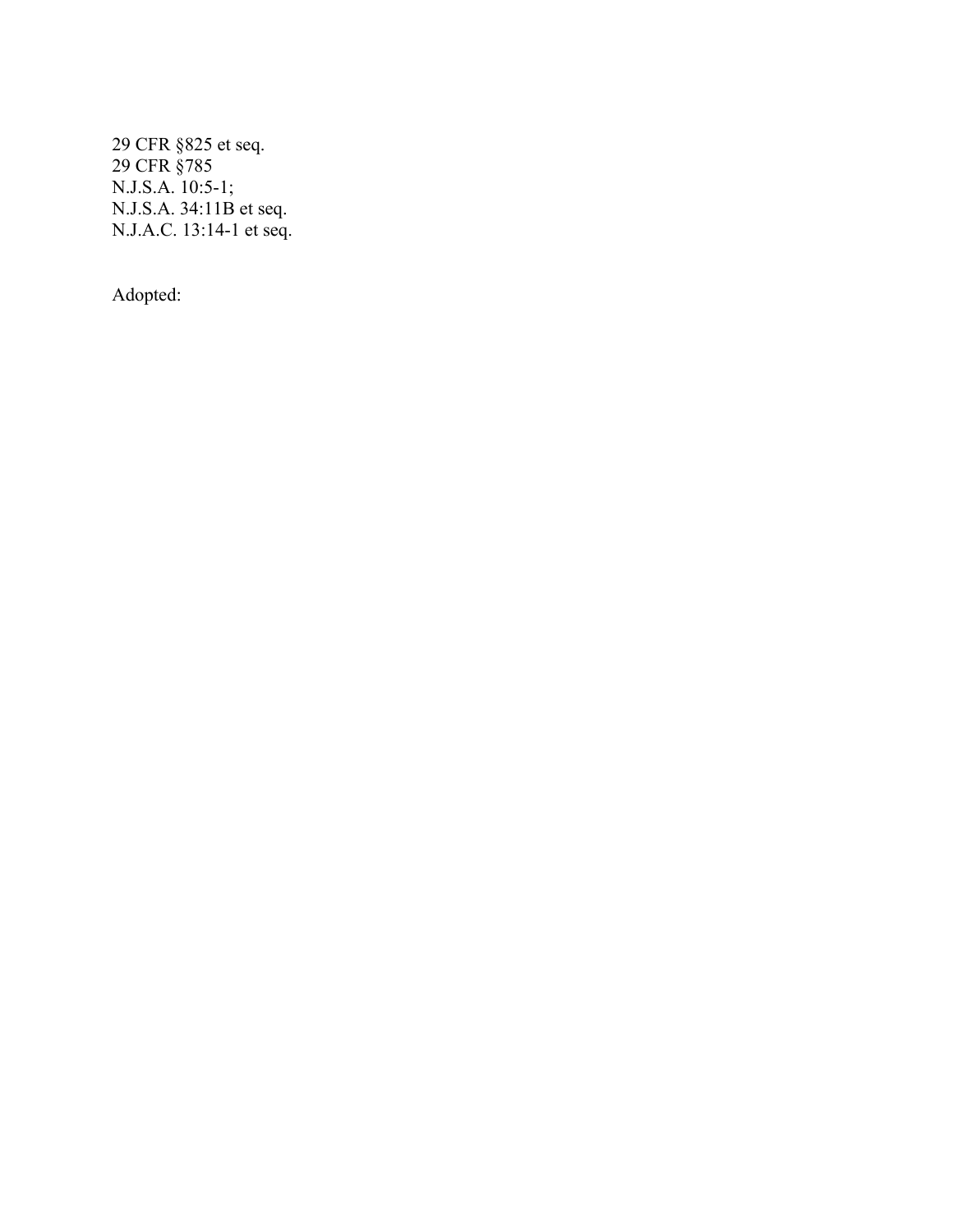29 CFR §825 et seq.
29 CFR §785
N.J.S.A. 10:5-1;
N.J.S.A. 34:11B et seq.
N.J.A.C. 13:14-1 et seq.

Adopted: